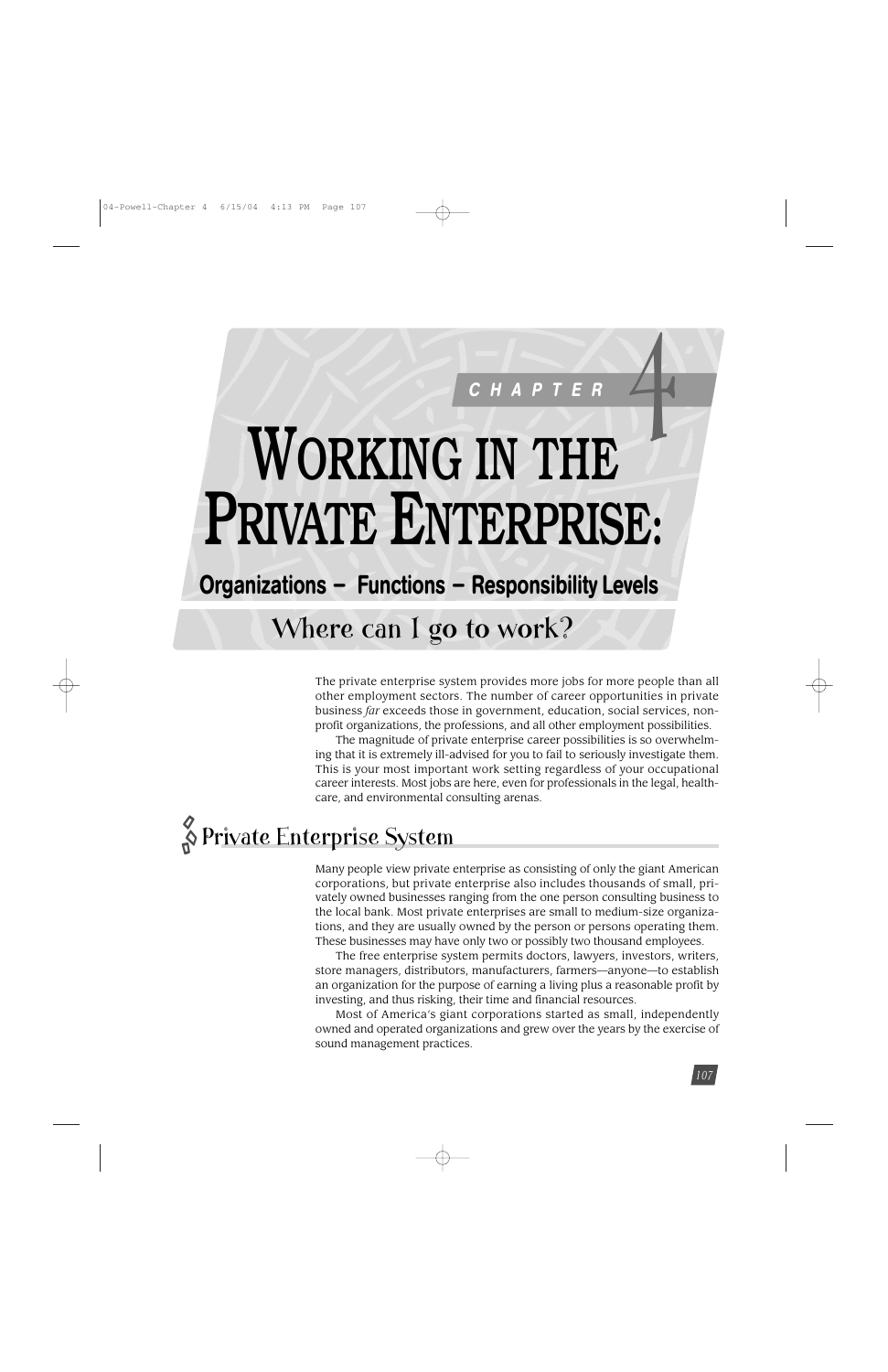# CHAPTER 4

# WORKING IN THE PRIVATE ENTERPRISE:

## Organizations – Functions – Responsibility Levels

## Where can I go to work?

The private enterprise system provides more jobs for more people than all other employment sectors. The number of career opportunities in private business *far* exceeds those in government, education, social services, non-profit organizations, the professions, and all other employment possibilities.

The magnitude of private enterprise career possibilities is so overwhelming that it is extremely ill-advised for you to fail to seriously investigate them. This is your most important work setting regardless of your occupational career interests. Most jobs are here, even for professionals in the legal, health-care, and environmental consulting arenas.

## Private Enterprise System

Many people view private enterprise as consisting of only the giant American corporations, but private enterprise also includes thousands of small, privately owned businesses ranging from the one person consulting business to the local bank. Most private enterprises are small to medium-size organizations, and they are usually owned by the person or persons operating them. These businesses may have only two or possibly two thousand employees.

The free enterprise system permits doctors, lawyers, investors, writers, store managers, distributors, manufacturers, farmers—anyone—to establish an organization for the purpose of earning a living plus a reasonable profit by investing, and thus risking, their time and financial resources.

Most of America's giant corporations started as small, independently owned and operated organizations and grew over the years by the exercise of sound management practices.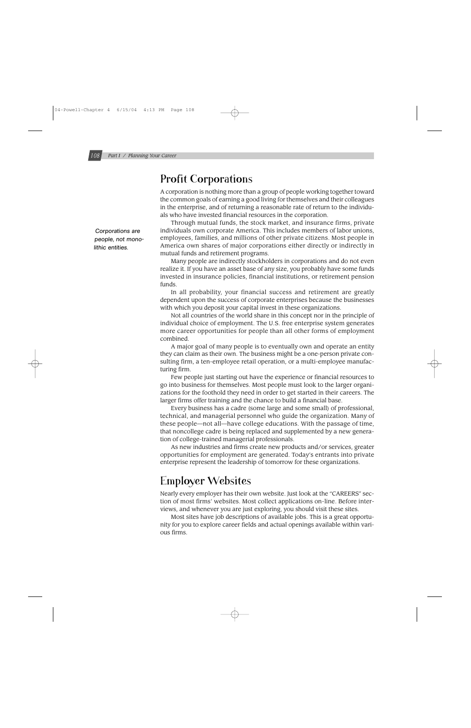## Profit Corporations

A corporation is nothing more than a group of people working together toward the common goals of earning a good living for themselves and their colleagues in the enterprise, and of returning a reasonable rate of return to the individuals who have invested financial resources in the corporation.

*Corporations are people, not monolithic entities.*

Through mutual funds, the stock market, and insurance firms, private individuals own corporate America. This includes members of labor unions, employees, families, and millions of other private citizens. Most people in America own shares of major corporations either directly or indirectly in mutual funds and retirement programs.

Many people are indirectly stockholders in corporations and do not even realize it. If you have an asset base of any size, you probably have some funds invested in insurance policies, financial institutions, or retirement pension funds.

In all probability, your financial success and retirement are greatly dependent upon the success of corporate enterprises because the businesses with which you deposit your capital invest in these organizations.

Not all countries of the world share in this concept nor in the principle of individual choice of employment. The U.S. free enterprise system generates more career opportunities for people than all other forms of employment combined.

A major goal of many people is to eventually own and operate an entity they can claim as their own. The business might be a one-person private consulting firm, a ten-employee retail operation, or a multi-employee manufacturing firm.

Few people just starting out have the experience or financial resources to go into business for themselves. Most people must look to the larger organizations for the foothold they need in order to get started in their careers. The larger firms offer training and the chance to build a financial base.

Every business has a cadre (some large and some small) of professional, technical, and managerial personnel who guide the organization. Many of these people—not all—have college educations. With the passage of time, that noncollege cadre is being replaced and supplemented by a new generation of college-trained managerial professionals.

As new industries and firms create new products and/or services, greater opportunities for employment are generated. Today's entrants into private enterprise represent the leadership of tomorrow for these organizations.

## Employer Websites

Nearly every employer has their own website. Just look at the "CAREERS" section of most firms' websites. Most collect applications on-line. Before interviews, and whenever you are just exploring, you should visit these sites.

Most sites have job descriptions of available jobs. This is a great opportunity for you to explore career fields and actual openings available within various firms.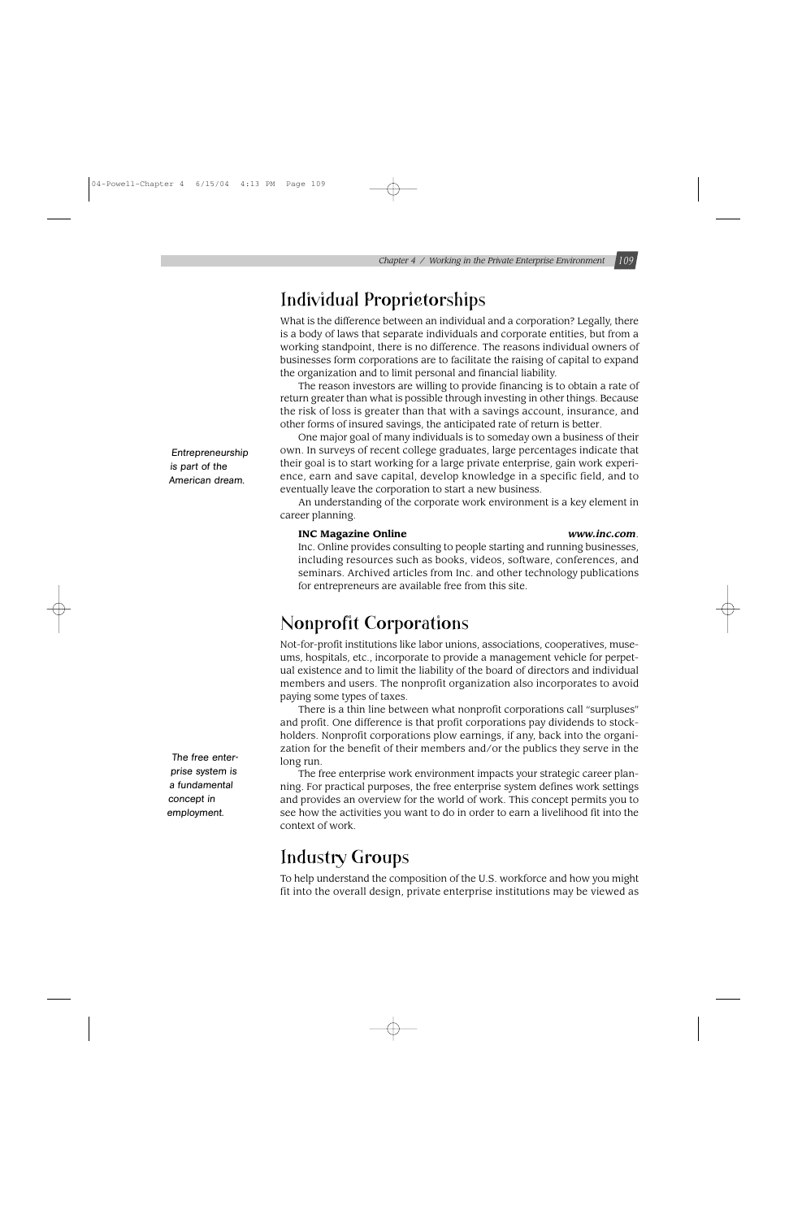## Individual Proprietorships

What is the difference between an individual and a corporation? Legally, there is a body of laws that separate individuals and corporate entities, but from a working standpoint, there is no difference. The reasons individual owners of businesses form corporations are to facilitate the raising of capital to expand the organization and to limit personal and financial liability.

The reason investors are willing to provide financing is to obtain a rate of return greater than what is possible through investing in other things. Because the risk of loss is greater than that with a savings account, insurance, and other forms of insured savings, the anticipated rate of return is better.

*Entrepreneurship is part of the American dream.*

One major goal of many individuals is to someday own a business of their own. In surveys of recent college graduates, large percentages indicate that their goal is to start working for a large private enterprise, gain work experience, earn and save capital, develop knowledge in a specific field, and to eventually leave the corporation to start a new business.

An understanding of the corporate work environment is a key element in career planning.

> **INC Magazine Online** ***www.inc.com***.
> Inc. Online provides consulting to people starting and running businesses, including resources such as books, videos, software, conferences, and seminars. Archived articles from Inc. and other technology publications for entrepreneurs are available free from this site.

## Nonprofit Corporations

Not-for-profit institutions like labor unions, associations, cooperatives, museums, hospitals, etc., incorporate to provide a management vehicle for perpetual existence and to limit the liability of the board of directors and individual members and users. The nonprofit organization also incorporates to avoid paying some types of taxes.

There is a thin line between what nonprofit corporations call "surpluses" and profit. One difference is that profit corporations pay dividends to stockholders. Nonprofit corporations plow earnings, if any, back into the organization for the benefit of their members and/or the publics they serve in the long run.

*The free enterprise system is a fundamental concept in employment.*

The free enterprise work environment impacts your strategic career planning. For practical purposes, the free enterprise system defines work settings and provides an overview for the world of work. This concept permits you to see how the activities you want to do in order to earn a livelihood fit into the context of work.

## Industry Groups

To help understand the composition of the U.S. workforce and how you might fit into the overall design, private enterprise institutions may be viewed as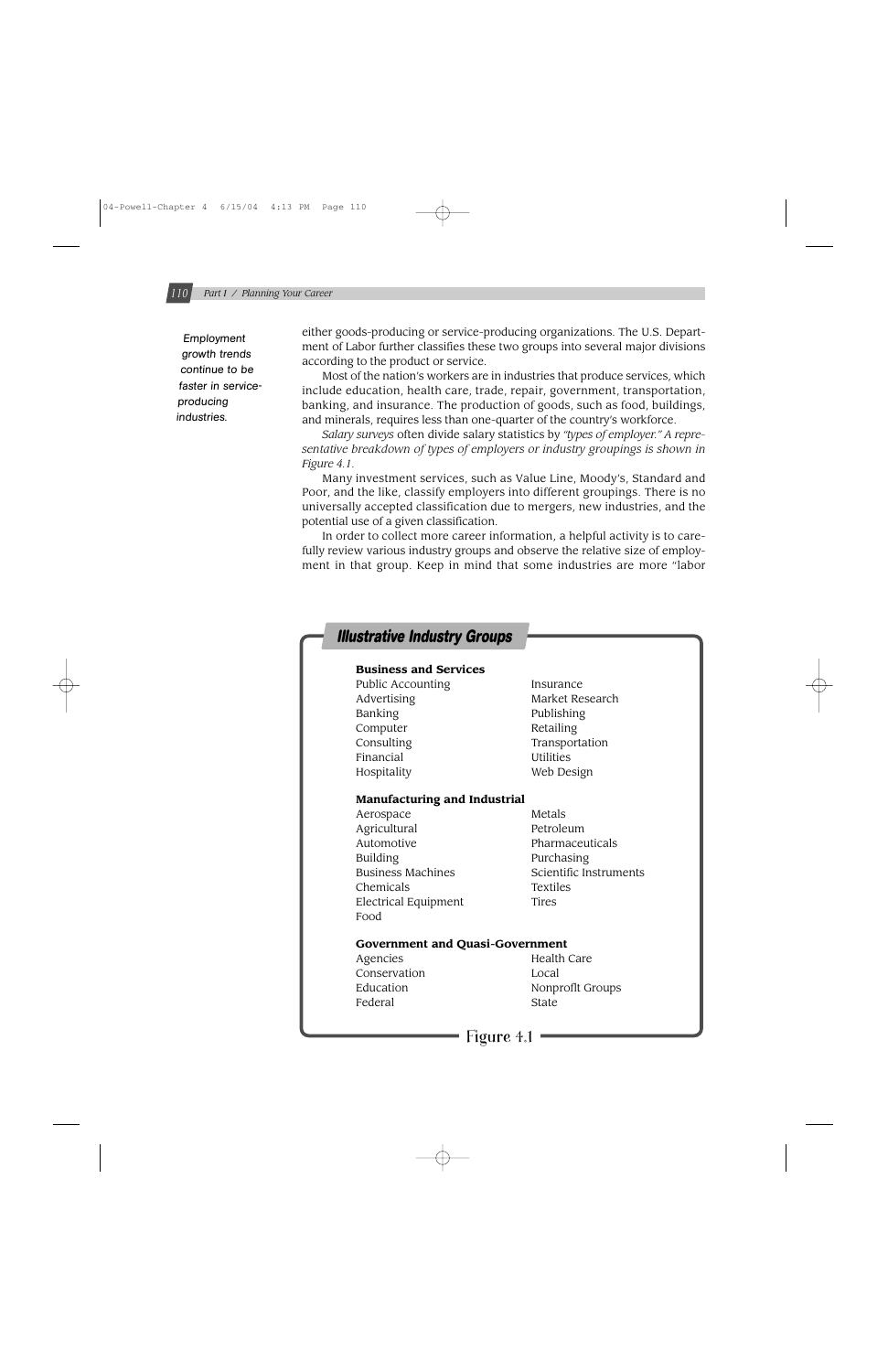*Employment growth trends continue to be faster in service-producing industries.*

either goods-producing or service-producing organizations. The U.S. Department of Labor further classifies these two groups into several major divisions according to the product or service.

Most of the nation's workers are in industries that produce services, which include education, health care, trade, repair, government, transportation, banking, and insurance. The production of goods, such as food, buildings, and minerals, requires less than one-quarter of the country's workforce.

*Salary surveys* often divide salary statistics by *"types of employer." A representative breakdown of types of employers or industry groupings is shown in Figure 4.1.*

Many investment services, such as Value Line, Moody's, Standard and Poor, and the like, classify employers into different groupings. There is no universally accepted classification due to mergers, new industries, and the potential use of a given classification.

In order to collect more career information, a helpful activity is to carefully review various industry groups and observe the relative size of employment in that group. Keep in mind that some industries are more "labor

## Illustrative Industry Groups

**Business and Services**

| | |
|---|---|
| Public Accounting | Insurance |
| Advertising | Market Research |
| Banking | Publishing |
| Computer | Retailing |
| Consulting | Transportation |
| Financial | Utilities |
| Hospitality | Web Design |

**Manufacturing and Industrial**

| | |
|---|---|
| Aerospace | Metals |
| Agricultural | Petroleum |
| Automotive | Pharmaceuticals |
| Building | Purchasing |
| Business Machines | Scientific Instruments |
| Chemicals | Textiles |
| Electrical Equipment | Tires |
| Food | |

**Government and Quasi-Government**

| | |
|---|---|
| Agencies | Health Care |
| Conservation | Local |
| Education | Nonprofit Groups |
| Federal | State |

Figure 4.1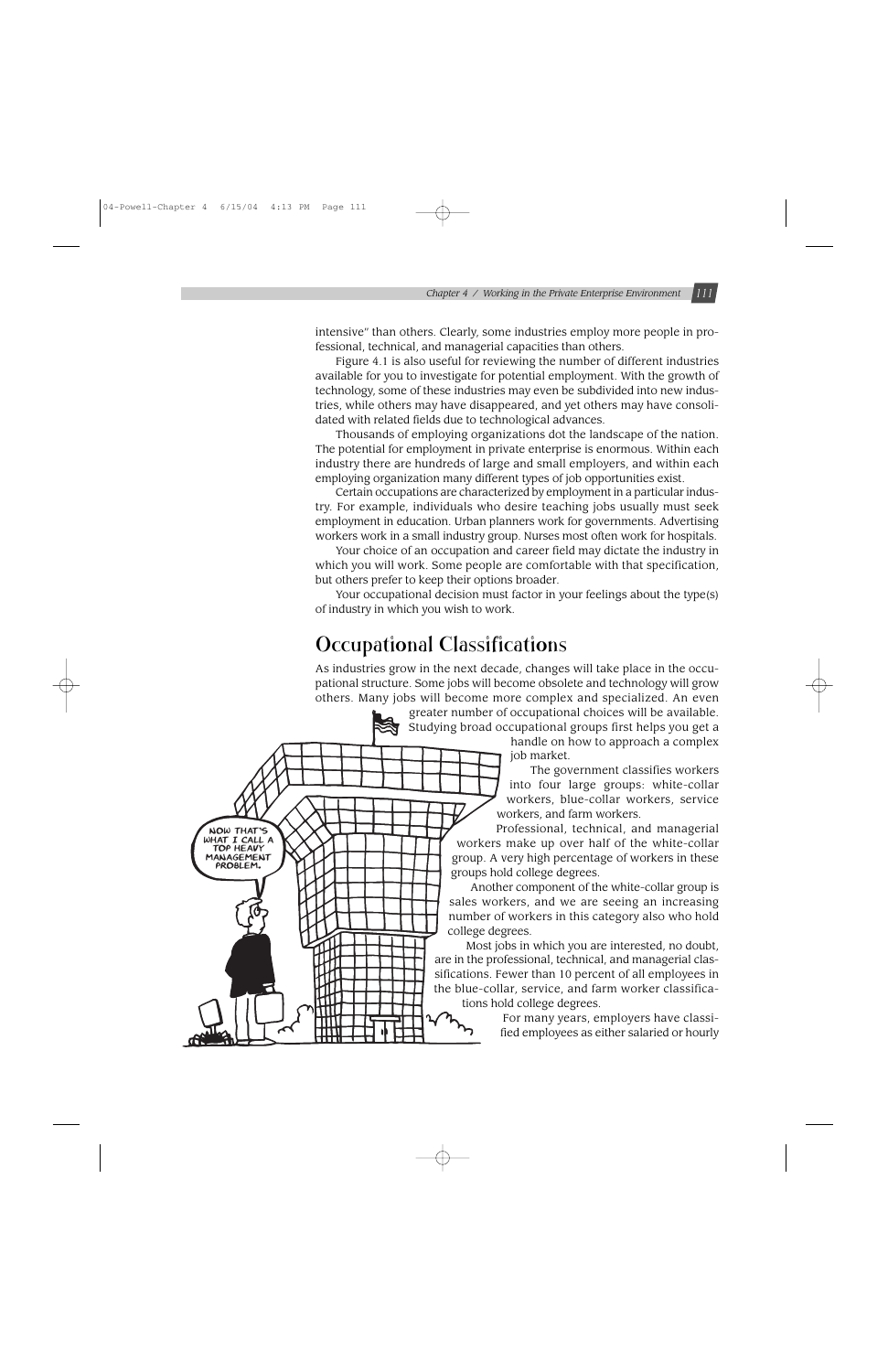intensive" than others. Clearly, some industries employ more people in professional, technical, and managerial capacities than others.

Figure 4.1 is also useful for reviewing the number of different industries available for you to investigate for potential employment. With the growth of technology, some of these industries may even be subdivided into new industries, while others may have disappeared, and yet others may have consolidated with related fields due to technological advances.

Thousands of employing organizations dot the landscape of the nation. The potential for employment in private enterprise is enormous. Within each industry there are hundreds of large and small employers, and within each employing organization many different types of job opportunities exist.

Certain occupations are characterized by employment in a particular industry. For example, individuals who desire teaching jobs usually must seek employment in education. Urban planners work for governments. Advertising workers work in a small industry group. Nurses most often work for hospitals.

Your choice of an occupation and career field may dictate the industry in which you will work. Some people are comfortable with that specification, but others prefer to keep their options broader.

Your occupational decision must factor in your feelings about the type(s) of industry in which you wish to work.

## Occupational Classifications

As industries grow in the next decade, changes will take place in the occupational structure. Some jobs will become obsolete and technology will grow others. Many jobs will become more complex and specialized. An even greater number of occupational choices will be available. Studying broad occupational groups first helps you get a handle on how to approach a complex job market.

The government classifies workers into four large groups: white-collar workers, blue-collar workers, service workers, and farm workers.

Professional, technical, and managerial workers make up over half of the white-collar group. A very high percentage of workers in these groups hold college degrees.

Another component of the white-collar group is sales workers, and we are seeing an increasing number of workers in this category also who hold college degrees.

Most jobs in which you are interested, no doubt, are in the professional, technical, and managerial classifications. Fewer than 10 percent of all employees in the blue-collar, service, and farm worker classifications hold college degrees.

For many years, employers have classified employees as either salaried or hourly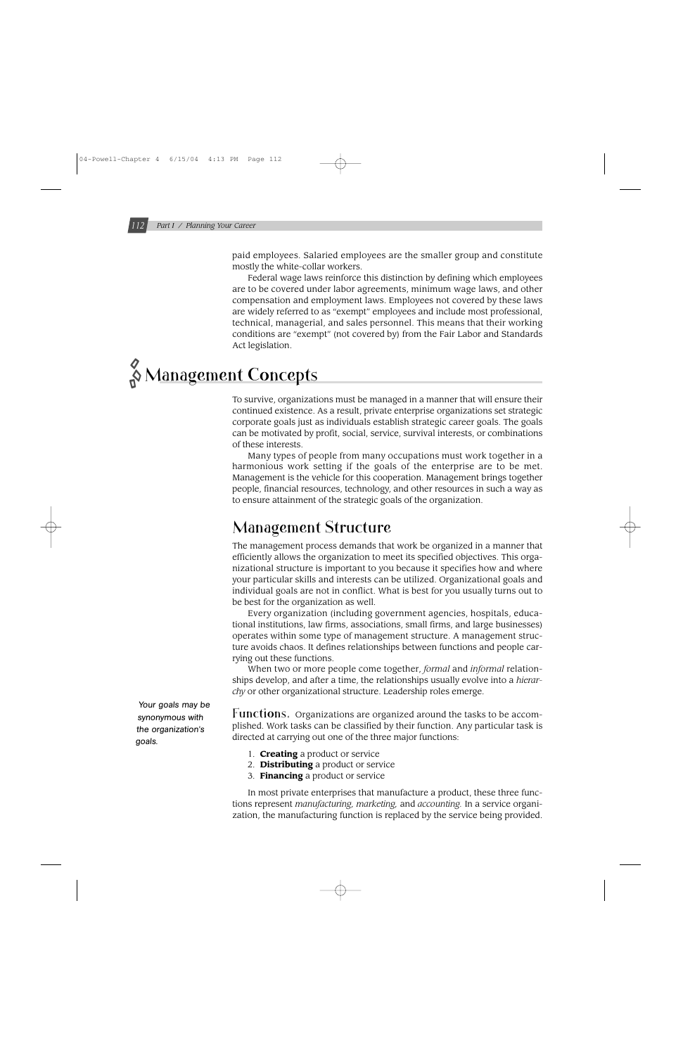paid employees. Salaried employees are the smaller group and constitute mostly the white-collar workers.

Federal wage laws reinforce this distinction by defining which employees are to be covered under labor agreements, minimum wage laws, and other compensation and employment laws. Employees not covered by these laws are widely referred to as "exempt" employees and include most professional, technical, managerial, and sales personnel. This means that their working conditions are "exempt" (not covered by) from the Fair Labor and Standards Act legislation.

# Management Concepts

To survive, organizations must be managed in a manner that will ensure their continued existence. As a result, private enterprise organizations set strategic corporate goals just as individuals establish strategic career goals. The goals can be motivated by profit, social, service, survival interests, or combinations of these interests.

Many types of people from many occupations must work together in a harmonious work setting if the goals of the enterprise are to be met. Management is the vehicle for this cooperation. Management brings together people, financial resources, technology, and other resources in such a way as to ensure attainment of the strategic goals of the organization.

## Management Structure

The management process demands that work be organized in a manner that efficiently allows the organization to meet its specified objectives. This organizational structure is important to you because it specifies how and where your particular skills and interests can be utilized. Organizational goals and individual goals are not in conflict. What is best for you usually turns out to be best for the organization as well.

Every organization (including government agencies, hospitals, educational institutions, law firms, associations, small firms, and large businesses) operates within some type of management structure. A management structure avoids chaos. It defines relationships between functions and people carrying out these functions.

When two or more people come together, *formal* and *informal* relationships develop, and after a time, the relationships usually evolve into a *hierarchy* or other organizational structure. Leadership roles emerge.

*Your goals may be synonymous with the organization's goals.*

**Functions.** Organizations are organized around the tasks to be accomplished. Work tasks can be classified by their function. Any particular task is directed at carrying out one of the three major functions:

1. **Creating** a product or service
2. **Distributing** a product or service
3. **Financing** a product or service

In most private enterprises that manufacture a product, these three functions represent *manufacturing, marketing,* and *accounting.* In a service organization, the manufacturing function is replaced by the service being provided.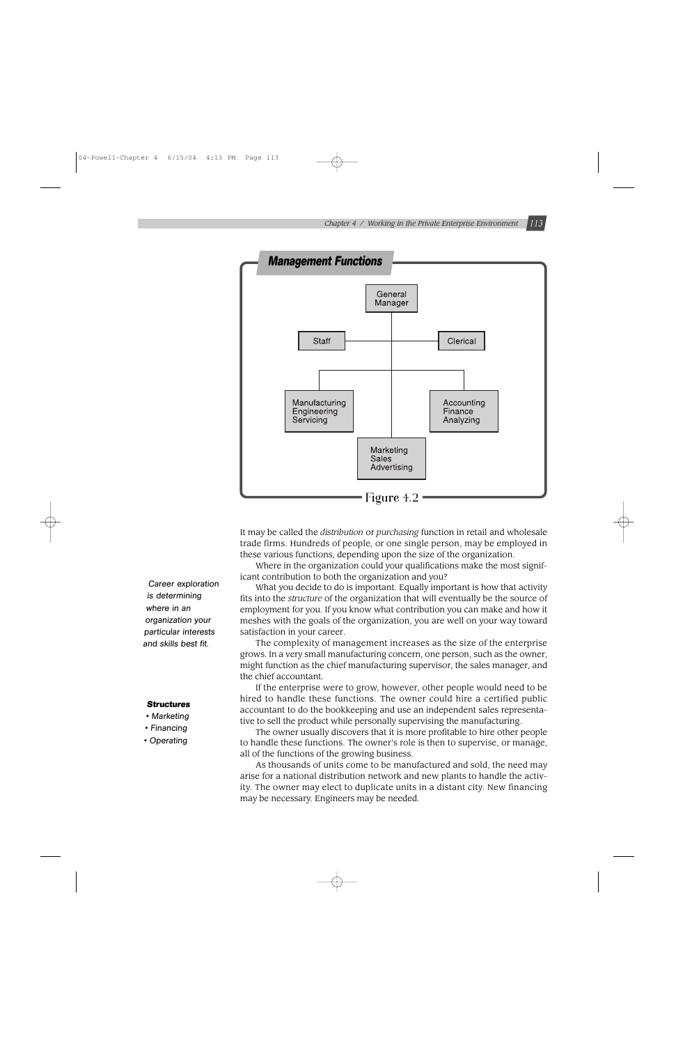**Management Functions**

- General Manager
  - Staff
  - Clerical
  - Manufacturing / Engineering / Servicing
  - Marketing / Sales / Advertising
  - Accounting / Finance / Analyzing

Figure 4.2

It may be called the *distribution* or *purchasing* function in retail and wholesale trade firms. Hundreds of people, or one single person, may be employed in these various functions, depending upon the size of the organization.

Where in the organization could your qualifications make the most significant contribution to both the organization and you?

*Career exploration is determining where in an organization your particular interests and skills best fit.*

What you decide to do is important. Equally important is how that activity fits into the *structure* of the organization that will eventually be the source of employment for you. If you know what contribution you can make and how it meshes with the goals of the organization, you are well on your way toward satisfaction in your career.

The complexity of management increases as the size of the enterprise grows. In a very small manufacturing concern, one person, such as the owner, might function as the chief manufacturing supervisor, the sales manager, and the chief accountant.

***Structures***
- *Marketing*
- *Financing*
- *Operating*

If the enterprise were to grow, however, other people would need to be hired to handle these functions. The owner could hire a certified public accountant to do the bookkeeping and use an independent sales representative to sell the product while personally supervising the manufacturing.

The owner usually discovers that it is more profitable to hire other people to handle these functions. The owner's role is then to supervise, or manage, all of the functions of the growing business.

As thousands of units come to be manufactured and sold, the need may arise for a national distribution network and new plants to handle the activity. The owner may elect to duplicate units in a distant city. New financing may be necessary. Engineers may be needed.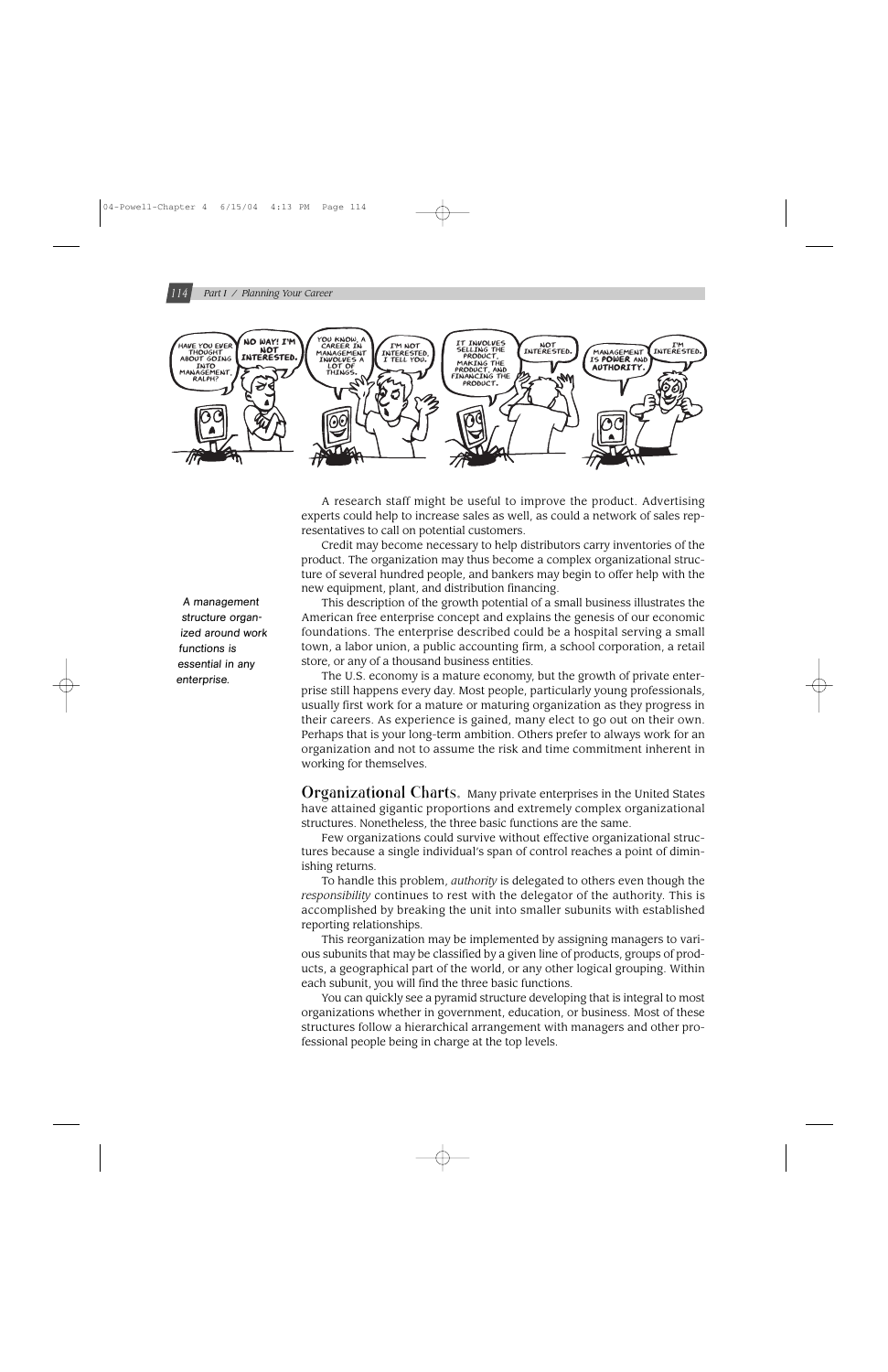A research staff might be useful to improve the product. Advertising experts could help to increase sales as well, as could a network of sales representatives to call on potential customers.

Credit may become necessary to help distributors carry inventories of the product. The organization may thus become a complex organizational structure of several hundred people, and bankers may begin to offer help with the new equipment, plant, and distribution financing.

*A management structure organized around work functions is essential in any enterprise.*

This description of the growth potential of a small business illustrates the American free enterprise concept and explains the genesis of our economic foundations. The enterprise described could be a hospital serving a small town, a labor union, a public accounting firm, a school corporation, a retail store, or any of a thousand business entities.

The U.S. economy is a mature economy, but the growth of private enterprise still happens every day. Most people, particularly young professionals, usually first work for a mature or maturing organization as they progress in their careers. As experience is gained, many elect to go out on their own. Perhaps that is your long-term ambition. Others prefer to always work for an organization and not to assume the risk and time commitment inherent in working for themselves.

**Organizational Charts.** Many private enterprises in the United States have attained gigantic proportions and extremely complex organizational structures. Nonetheless, the three basic functions are the same.

Few organizations could survive without effective organizational structures because a single individual's span of control reaches a point of diminishing returns.

To handle this problem, *authority* is delegated to others even though the *responsibility* continues to rest with the delegator of the authority. This is accomplished by breaking the unit into smaller subunits with established reporting relationships.

This reorganization may be implemented by assigning managers to various subunits that may be classified by a given line of products, groups of products, a geographical part of the world, or any other logical grouping. Within each subunit, you will find the three basic functions.

You can quickly see a pyramid structure developing that is integral to most organizations whether in government, education, or business. Most of these structures follow a hierarchical arrangement with managers and other professional people being in charge at the top levels.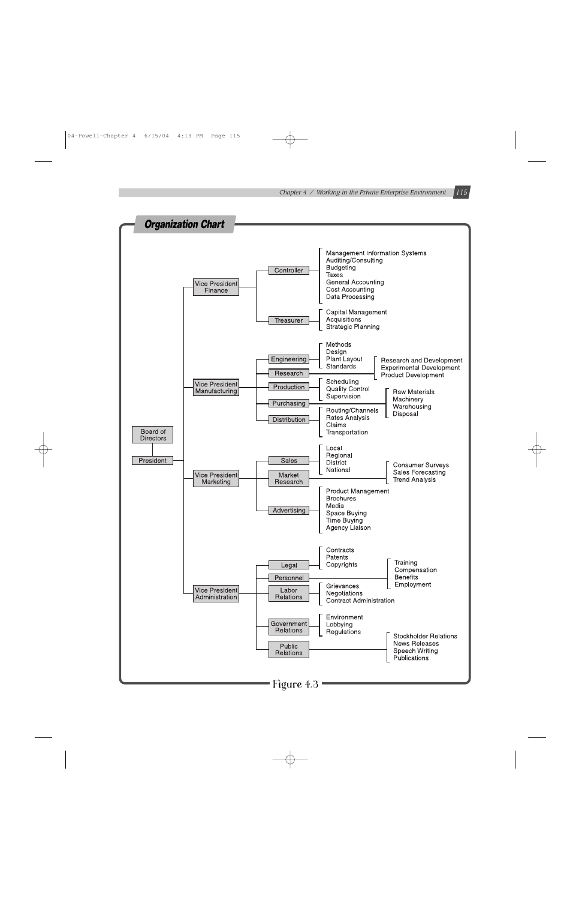## Organization Chart

- Board of Directors
  - President
    - Vice President Finance
      - Controller
        - Management Information Systems
        - Auditing/Consulting
        - Budgeting
        - Taxes
        - General Accounting
        - Cost Accounting
        - Data Processing
      - Treasurer
        - Capital Management
        - Acquisitions
        - Strategic Planning
    - Vice President Manufacturing
      - Engineering
        - Methods
        - Design
        - Plant Layout
        - Standards
      - Research
        - Research and Development
        - Experimental Development
        - Product Development
      - Production
        - Scheduling
        - Quality Control
        - Supervision
      - Purchasing
        - Raw Materials
        - Machinery
        - Warehousing
        - Disposal
      - Distribution
        - Routing/Channels
        - Rates Analysis
        - Claims
        - Transportation
    - Vice President Marketing
      - Sales
        - Local
        - Regional
        - District
        - National
      - Market Research
        - Consumer Surveys
        - Sales Forecasting
        - Trend Analysis
      - Advertising
        - Product Management
        - Brochures
        - Media
        - Space Buying
        - Time Buying
        - Agency Liaison
    - Vice President Administration
      - Legal
        - Contracts
        - Patents
        - Copyrights
      - Personnel
        - Training
        - Compensation
        - Benefits
        - Employment
      - Labor Relations
        - Grievances
        - Negotiations
        - Contract Administration
      - Government Relations
        - Environment
        - Lobbying
        - Regulations
      - Public Relations
        - Stockholder Relations
        - News Releases
        - Speech Writing
        - Publications

Figure 4.3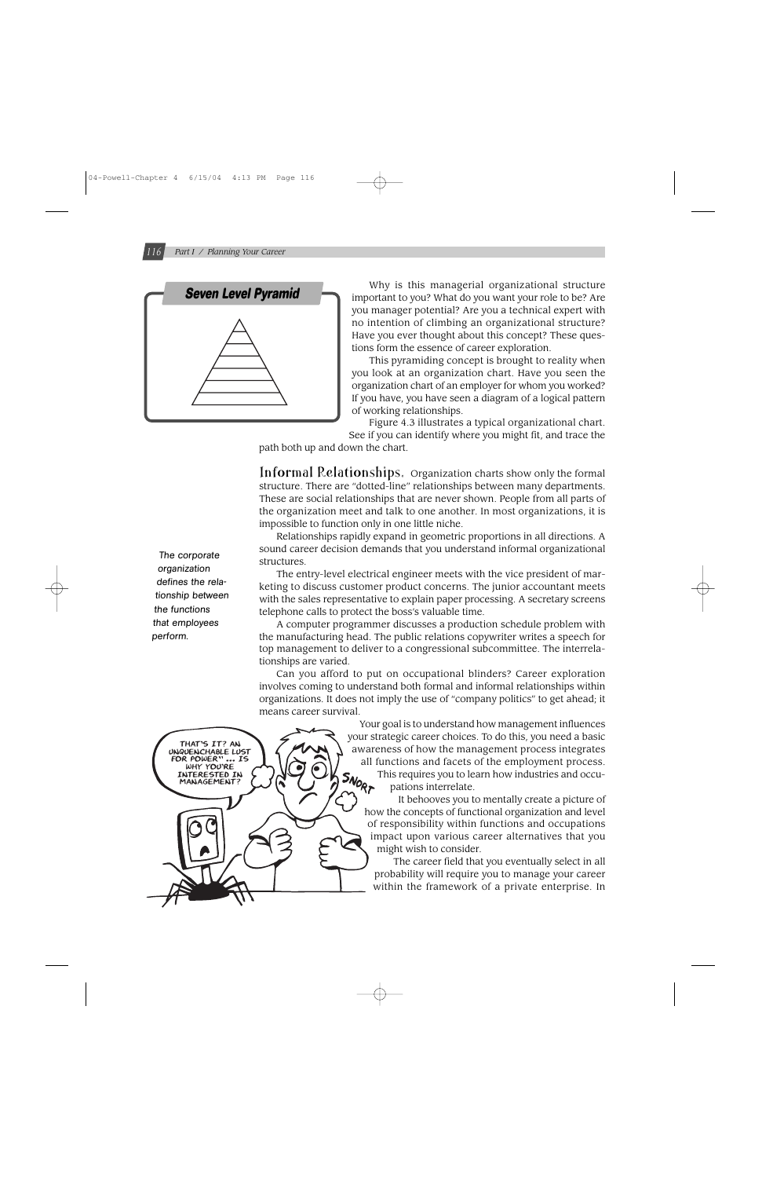**Seven Level Pyramid**

Why is this managerial organizational structure important to you? What do you want your role to be? Are you manager potential? Are you a technical expert with no intention of climbing an organizational structure? Have you ever thought about this concept? These questions form the essence of career exploration.

This pyramiding concept is brought to reality when you look at an organization chart. Have you seen the organization chart of an employer for whom you worked? If you have, you have seen a diagram of a logical pattern of working relationships.

Figure 4.3 illustrates a typical organizational chart. See if you can identify where you might fit, and trace the path both up and down the chart.

### Informal Relationships.

Organization charts show only the formal structure. There are "dotted-line" relationships between many departments. These are social relationships that are never shown. People from all parts of the organization meet and talk to one another. In most organizations, it is impossible to function only in one little niche.

Relationships rapidly expand in geometric proportions in all directions. A sound career decision demands that you understand informal organizational structures.

*The corporate organization defines the relationship between the functions that employees perform.*

The entry-level electrical engineer meets with the vice president of marketing to discuss customer product concerns. The junior accountant meets with the sales representative to explain paper processing. A secretary screens telephone calls to protect the boss's valuable time.

A computer programmer discusses a production schedule problem with the manufacturing head. The public relations copywriter writes a speech for top management to deliver to a congressional subcommittee. The interrelationships are varied.

Can you afford to put on occupational blinders? Career exploration involves coming to understand both formal and informal relationships within organizations. It does not imply the use of "company politics" to get ahead; it means career survival.

Your goal is to understand how management influences your strategic career choices. To do this, you need a basic awareness of how the management process integrates all functions and facets of the employment process. This requires you to learn how industries and occupations interrelate.

It behooves you to mentally create a picture of how the concepts of functional organization and level of responsibility within functions and occupations impact upon various career alternatives that you might wish to consider.

The career field that you eventually select in all probability will require you to manage your career within the framework of a private enterprise. In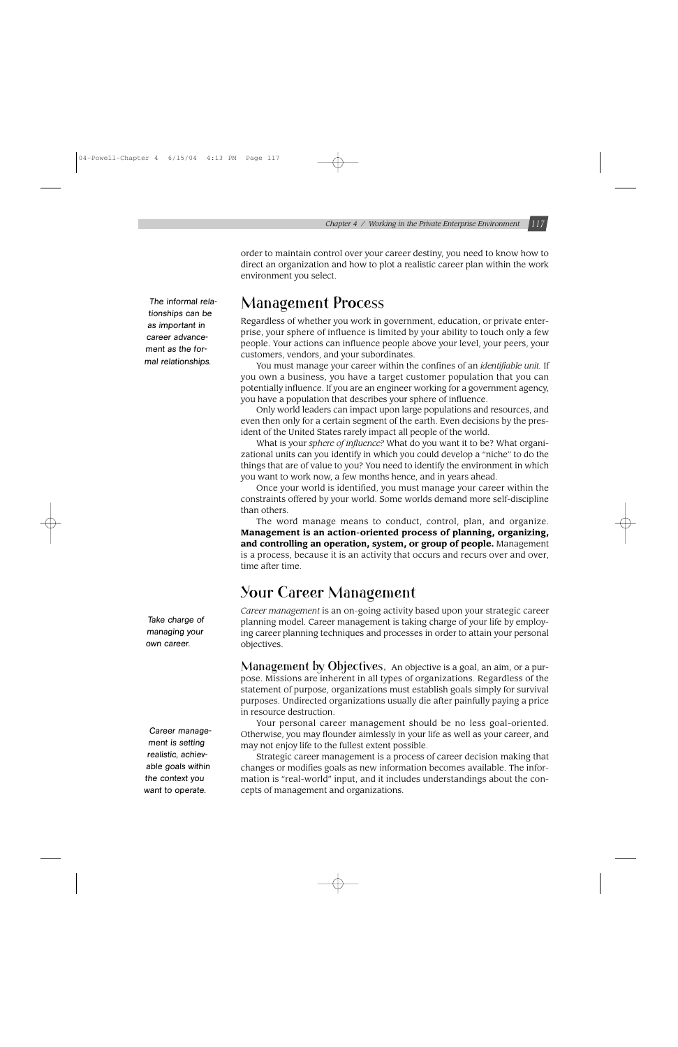order to maintain control over your career destiny, you need to know how to direct an organization and how to plot a realistic career plan within the work environment you select.

## Management Process

*The informal relationships can be as important in career advancement as the formal relationships.*

Regardless of whether you work in government, education, or private enterprise, your sphere of influence is limited by your ability to touch only a few people. Your actions can influence people above your level, your peers, your customers, vendors, and your subordinates.

You must manage your career within the confines of an *identifiable unit.* If you own a business, you have a target customer population that you can potentially influence. If you are an engineer working for a government agency, you have a population that describes your sphere of influence.

Only world leaders can impact upon large populations and resources, and even then only for a certain segment of the earth. Even decisions by the president of the United States rarely impact all people of the world.

What is your *sphere of influence?* What do you want it to be? What organizational units can you identify in which you could develop a "niche" to do the things that are of value to you? You need to identify the environment in which you want to work now, a few months hence, and in years ahead.

Once your world is identified, you must manage your career within the constraints offered by your world. Some worlds demand more self-discipline than others.

The word manage means to conduct, control, plan, and organize. **Management is an action-oriented process of planning, organizing, and controlling an operation, system, or group of people.** Management is a process, because it is an activity that occurs and recurs over and over, time after time.

## Your Career Management

*Take charge of managing your own career.*

*Career management* is an on-going activity based upon your strategic career planning model. Career management is taking charge of your life by employing career planning techniques and processes in order to attain your personal objectives.

### Management by Objectives.

An objective is a goal, an aim, or a purpose. Missions are inherent in all types of organizations. Regardless of the statement of purpose, organizations must establish goals simply for survival purposes. Undirected organizations usually die after painfully paying a price in resource destruction.

*Career management is setting realistic, achievable goals within the context you want to operate.*

Your personal career management should be no less goal-oriented. Otherwise, you may flounder aimlessly in your life as well as your career, and may not enjoy life to the fullest extent possible.

Strategic career management is a process of career decision making that changes or modifies goals as new information becomes available. The information is "real-world" input, and it includes understandings about the concepts of management and organizations.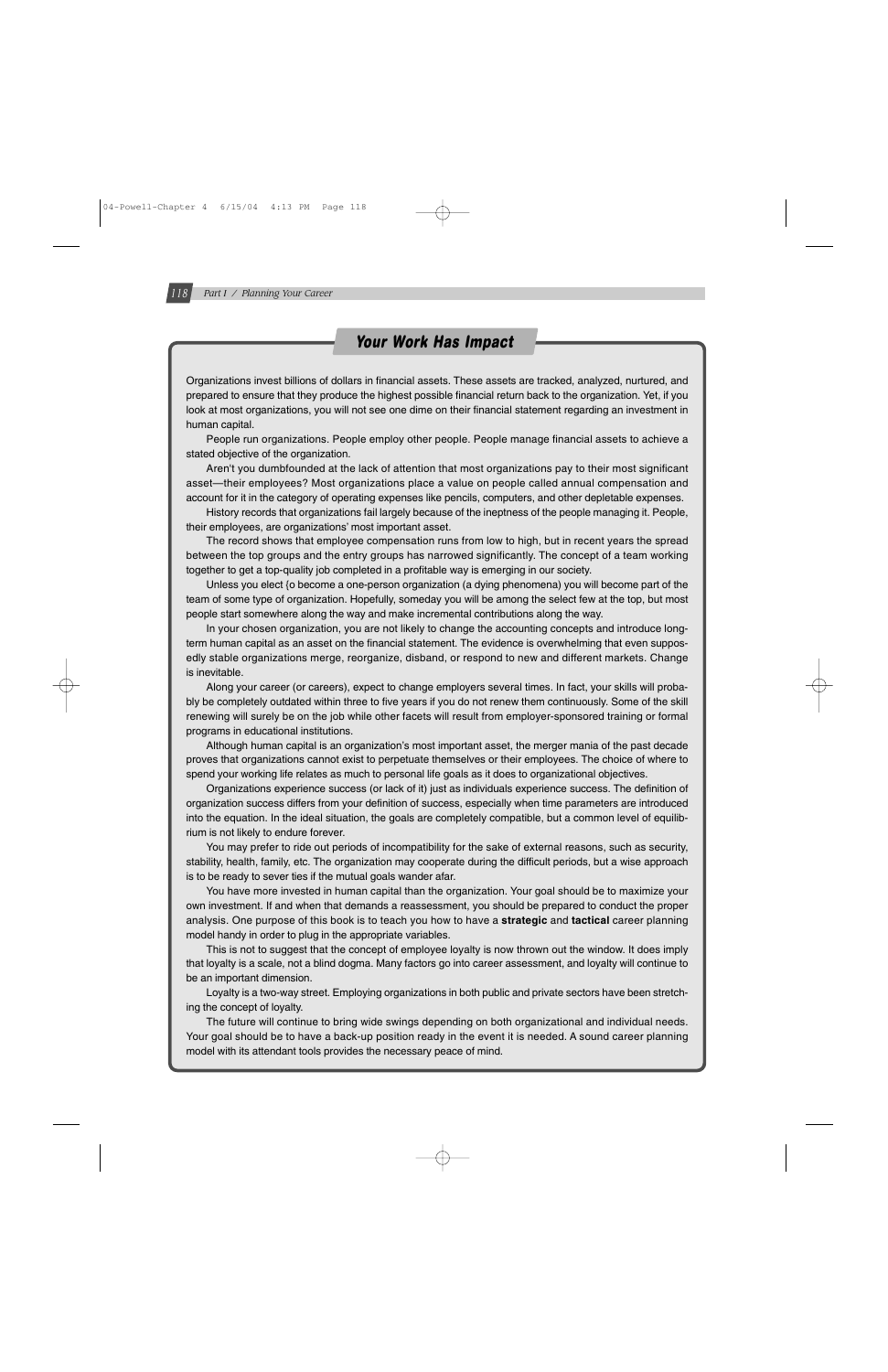## Your Work Has Impact

Organizations invest billions of dollars in financial assets. These assets are tracked, analyzed, nurtured, and prepared to ensure that they produce the highest possible financial return back to the organization. Yet, if you look at most organizations, you will not see one dime on their financial statement regarding an investment in human capital.

People run organizations. People employ other people. People manage financial assets to achieve a stated objective of the organization.

Aren't you dumbfounded at the lack of attention that most organizations pay to their most significant asset—their employees? Most organizations place a value on people called annual compensation and account for it in the category of operating expenses like pencils, computers, and other depletable expenses.

History records that organizations fail largely because of the ineptness of the people managing it. People, their employees, are organizations' most important asset.

The record shows that employee compensation runs from low to high, but in recent years the spread between the top groups and the entry groups has narrowed significantly. The concept of a team working together to get a top-quality job completed in a profitable way is emerging in our society.

Unless you elect (o become a one-person organization (a dying phenomena) you will become part of the team of some type of organization. Hopefully, someday you will be among the select few at the top, but most people start somewhere along the way and make incremental contributions along the way.

In your chosen organization, you are not likely to change the accounting concepts and introduce long-term human capital as an asset on the financial statement. The evidence is overwhelming that even supposedly stable organizations merge, reorganize, disband, or respond to new and different markets. Change is inevitable.

Along your career (or careers), expect to change employers several times. In fact, your skills will probably be completely outdated within three to five years if you do not renew them continuously. Some of the skill renewing will surely be on the job while other facets will result from employer-sponsored training or formal programs in educational institutions.

Although human capital is an organization's most important asset, the merger mania of the past decade proves that organizations cannot exist to perpetuate themselves or their employees. The choice of where to spend your working life relates as much to personal life goals as it does to organizational objectives.

Organizations experience success (or lack of it) just as individuals experience success. The definition of organization success differs from your definition of success, especially when time parameters are introduced into the equation. In the ideal situation, the goals are completely compatible, but a common level of equilibrium is not likely to endure forever.

You may prefer to ride out periods of incompatibility for the sake of external reasons, such as security, stability, health, family, etc. The organization may cooperate during the difficult periods, but a wise approach is to be ready to sever ties if the mutual goals wander afar.

You have more invested in human capital than the organization. Your goal should be to maximize your own investment. If and when that demands a reassessment, you should be prepared to conduct the proper analysis. One purpose of this book is to teach you how to have a **strategic** and **tactical** career planning model handy in order to plug in the appropriate variables.

This is not to suggest that the concept of employee loyalty is now thrown out the window. It does imply that loyalty is a scale, not a blind dogma. Many factors go into career assessment, and loyalty will continue to be an important dimension.

Loyalty is a two-way street. Employing organizations in both public and private sectors have been stretching the concept of loyalty.

The future will continue to bring wide swings depending on both organizational and individual needs. Your goal should be to have a back-up position ready in the event it is needed. A sound career planning model with its attendant tools provides the necessary peace of mind.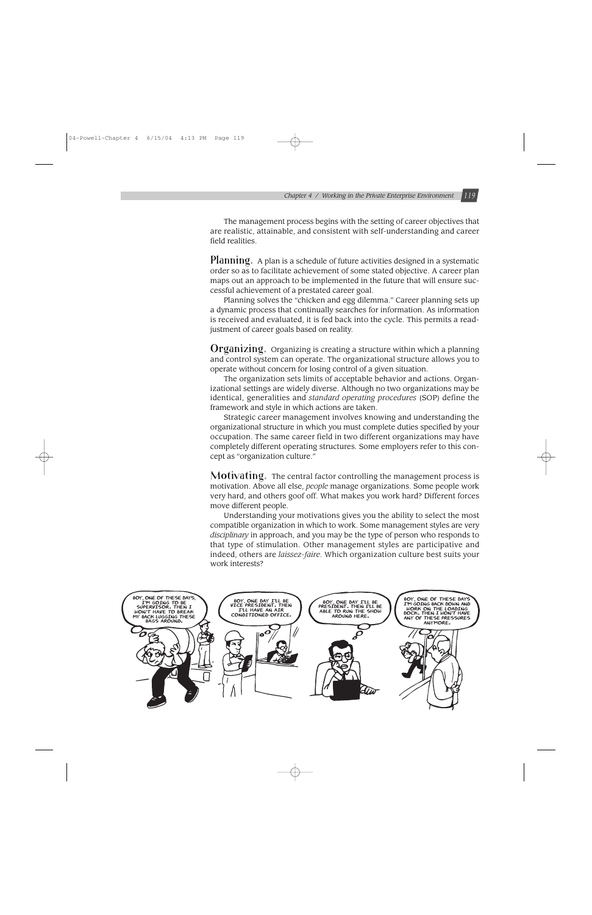The management process begins with the setting of career objectives that are realistic, attainable, and consistent with self-understanding and career field realities.

**Planning.** A plan is a schedule of future activities designed in a systematic order so as to facilitate achievement of some stated objective. A career plan maps out an approach to be implemented in the future that will ensure successful achievement of a prestated career goal.

Planning solves the "chicken and egg dilemma." Career planning sets up a dynamic process that continually searches for information. As information is received and evaluated, it is fed back into the cycle. This permits a readjustment of career goals based on reality.

**Organizing.** Organizing is creating a structure within which a planning and control system can operate. The organizational structure allows you to operate without concern for losing control of a given situation.

The organization sets limits of acceptable behavior and actions. Organizational settings are widely diverse. Although no two organizations may be identical, generalities and *standard operating procedures* (SOP) define the framework and style in which actions are taken.

Strategic career management involves knowing and understanding the organizational structure in which you must complete duties specified by your occupation. The same career field in two different organizations may have completely different operating structures. Some employers refer to this concept as "organization culture."

**Motivating.** The central factor controlling the management process is motivation. Above all else, *people* manage organizations. Some people work very hard, and others goof off. What makes you work hard? Different forces move different people.

Understanding your motivations gives you the ability to select the most compatible organization in which to work. Some management styles are very *disciplinary* in approach, and you may be the type of person who responds to that type of stimulation. Other management styles are participative and indeed, others are *laissez-faire.* Which organization culture best suits your work interests?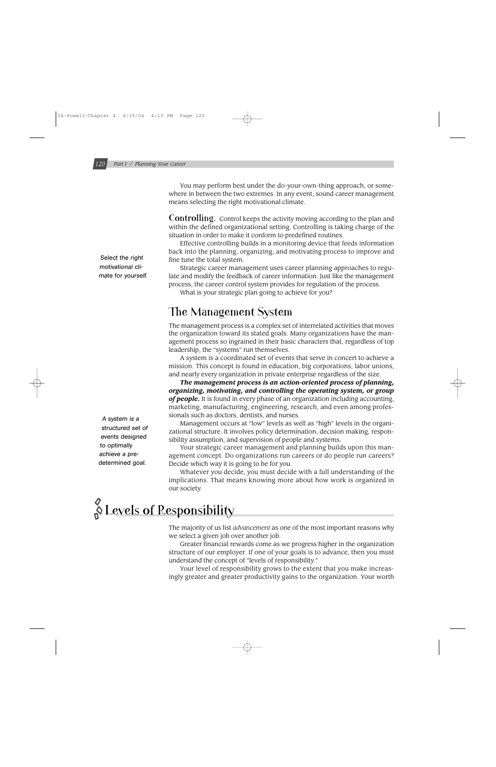You may perform best under the do-your-own-thing approach, or somewhere in between the two extremes. In any event, sound career management means selecting the right motivational climate.

**Controlling.** Control keeps the activity moving according to the plan and within the defined organizational setting. Controlling is taking charge of the situation in order to make it conform to predefined routines.

Effective controlling builds in a monitoring device that feeds information back into the planning, organizing, and motivating process to improve and fine tune the total system.

*Select the right motivational climate for yourself.*

Strategic career management uses career planning approaches to regulate and modify the feedback of career information. Just like the management process, the career control system provides for regulation of the process.

What is your strategic plan going to achieve for you?

## The Management System

The management process is a complex set of interrelated activities that moves the organization toward its stated goals. Many organizations have the management process so ingrained in their basic characters that, regardless of top leadership, the "systems" run themselves.

A system is a coordinated set of events that serve in concert to achieve a mission. This concept is found in education, big corporations, labor unions, and nearly every organization in private enterprise regardless of the size.

***The management process is an action-oriented process of planning, organizing, motivating, and controlling the operating system, or group of people.*** It is found in every phase of an organization including accounting, marketing, manufacturing, engineering, research, and even among professionals such as doctors, dentists, and nurses.

*A system is a structured set of events designed to optimally achieve a predetermined goal.*

Management occurs at "low" levels as well as "high" levels in the organizational structure. It involves policy determination, decision making, responsibility assumption, and supervision of people and systems.

Your strategic career management and planning builds upon this management concept. Do organizations run careers or do people run careers? Decide which way it is going to be for you.

Whatever you decide, you must decide with a full understanding of the implications. That means knowing more about how work is organized in our society.

# Levels of Responsibility

The majority of us list *advancement* as one of the most important reasons why we select a given job over another job.

Greater financial rewards come as we progress higher in the organization structure of our employer. If one of your goals is to advance, then you must understand the concept of "levels of responsibility."

Your level of responsibility grows to the extent that you make increasingly greater and greater productivity gains to the organization. Your worth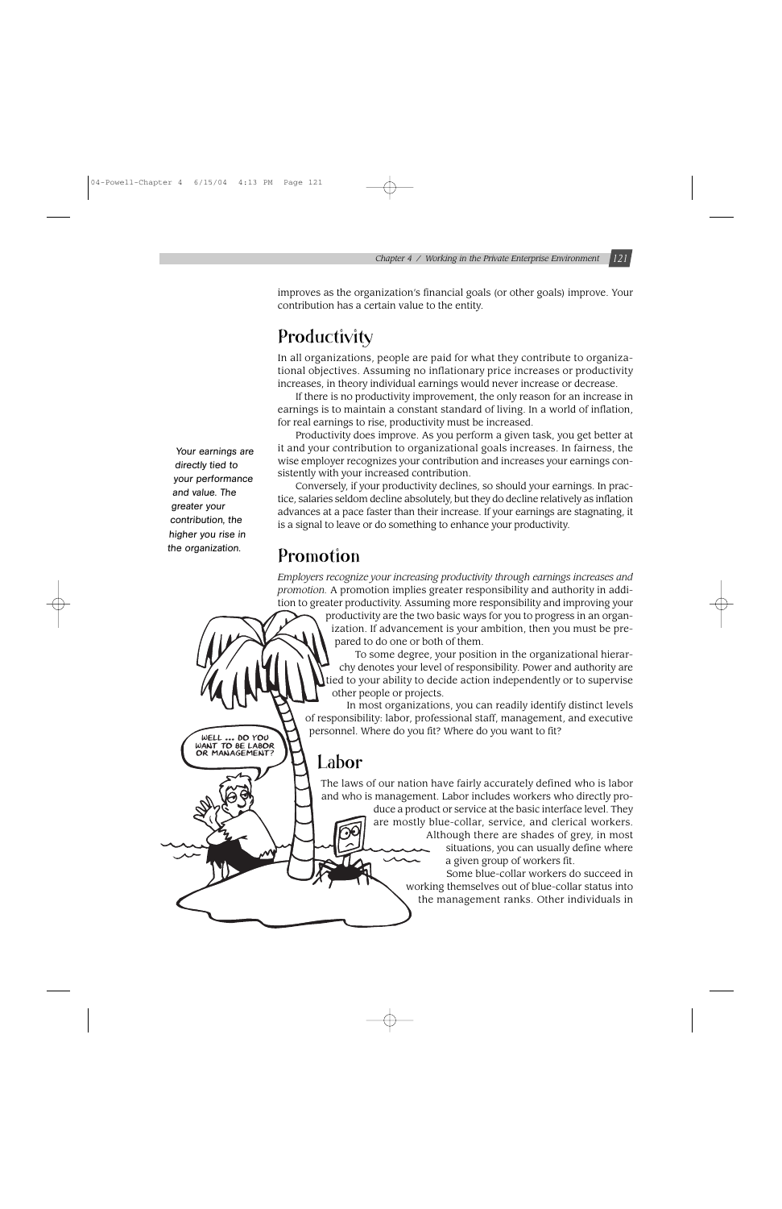improves as the organization's financial goals (or other goals) improve. Your contribution has a certain value to the entity.

## Productivity

In all organizations, people are paid for what they contribute to organizational objectives. Assuming no inflationary price increases or productivity increases, in theory individual earnings would never increase or decrease.

If there is no productivity improvement, the only reason for an increase in earnings is to maintain a constant standard of living. In a world of inflation, for real earnings to rise, productivity must be increased.

Productivity does improve. As you perform a given task, you get better at it and your contribution to organizational goals increases. In fairness, the wise employer recognizes your contribution and increases your earnings consistently with your increased contribution.

*Your earnings are directly tied to your performance and value. The greater your contribution, the higher you rise in the organization.*

Conversely, if your productivity declines, so should your earnings. In practice, salaries seldom decline absolutely, but they do decline relatively as inflation advances at a pace faster than their increase. If your earnings are stagnating, it is a signal to leave or do something to enhance your productivity.

## Promotion

*Employers recognize your increasing productivity through earnings increases and promotion.* A promotion implies greater responsibility and authority in addition to greater productivity. Assuming more responsibility and improving your productivity are the two basic ways for you to progress in an organization. If advancement is your ambition, then you must be prepared to do one or both of them.

To some degree, your position in the organizational hierarchy denotes your level of responsibility. Power and authority are tied to your ability to decide action independently or to supervise other people or projects.

In most organizations, you can readily identify distinct levels of responsibility: labor, professional staff, management, and executive personnel. Where do you fit? Where do you want to fit?

### Labor

The laws of our nation have fairly accurately defined who is labor and who is management. Labor includes workers who directly produce a product or service at the basic interface level. They are mostly blue-collar, service, and clerical workers. Although there are shades of grey, in most situations, you can usually define where a given group of workers fit.

Some blue-collar workers do succeed in working themselves out of blue-collar status into the management ranks. Other individuals in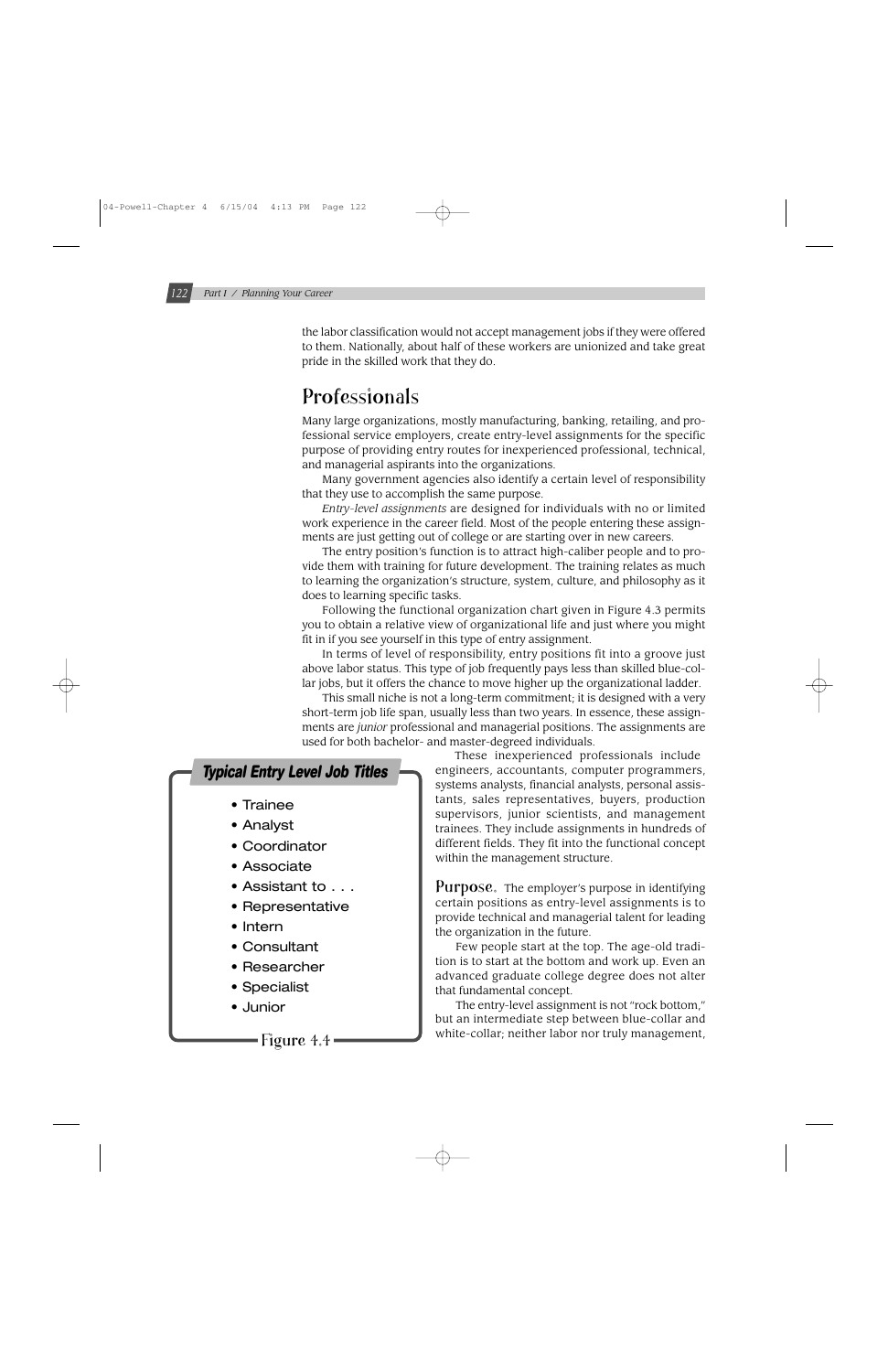the labor classification would not accept management jobs if they were offered to them. Nationally, about half of these workers are unionized and take great pride in the skilled work that they do.

## Professionals

Many large organizations, mostly manufacturing, banking, retailing, and professional service employers, create entry-level assignments for the specific purpose of providing entry routes for inexperienced professional, technical, and managerial aspirants into the organizations.

Many government agencies also identify a certain level of responsibility that they use to accomplish the same purpose.

*Entry-level assignments* are designed for individuals with no or limited work experience in the career field. Most of the people entering these assignments are just getting out of college or are starting over in new careers.

The entry position's function is to attract high-caliber people and to provide them with training for future development. The training relates as much to learning the organization's structure, system, culture, and philosophy as it does to learning specific tasks.

Following the functional organization chart given in Figure 4.3 permits you to obtain a relative view of organizational life and just where you might fit in if you see yourself in this type of entry assignment.

In terms of level of responsibility, entry positions fit into a groove just above labor status. This type of job frequently pays less than skilled blue-collar jobs, but it offers the chance to move higher up the organizational ladder.

This small niche is not a long-term commitment; it is designed with a very short-term job life span, usually less than two years. In essence, these assignments are *junior* professional and managerial positions. The assignments are used for both bachelor- and master-degreed individuals.

These inexperienced professionals include engineers, accountants, computer programmers, systems analysts, financial analysts, personal assistants, sales representatives, buyers, production supervisors, junior scientists, and management trainees. They include assignments in hundreds of different fields. They fit into the functional concept within the management structure.

**Typical Entry Level Job Titles**

- Trainee
- Analyst
- Coordinator
- Associate
- Assistant to . . .
- Representative
- Intern
- Consultant
- Researcher
- Specialist
- Junior

Figure 4.4

**Purpose.** The employer's purpose in identifying certain positions as entry-level assignments is to provide technical and managerial talent for leading the organization in the future.

Few people start at the top. The age-old tradition is to start at the bottom and work up. Even an advanced graduate college degree does not alter that fundamental concept.

The entry-level assignment is not "rock bottom," but an intermediate step between blue-collar and white-collar; neither labor nor truly management,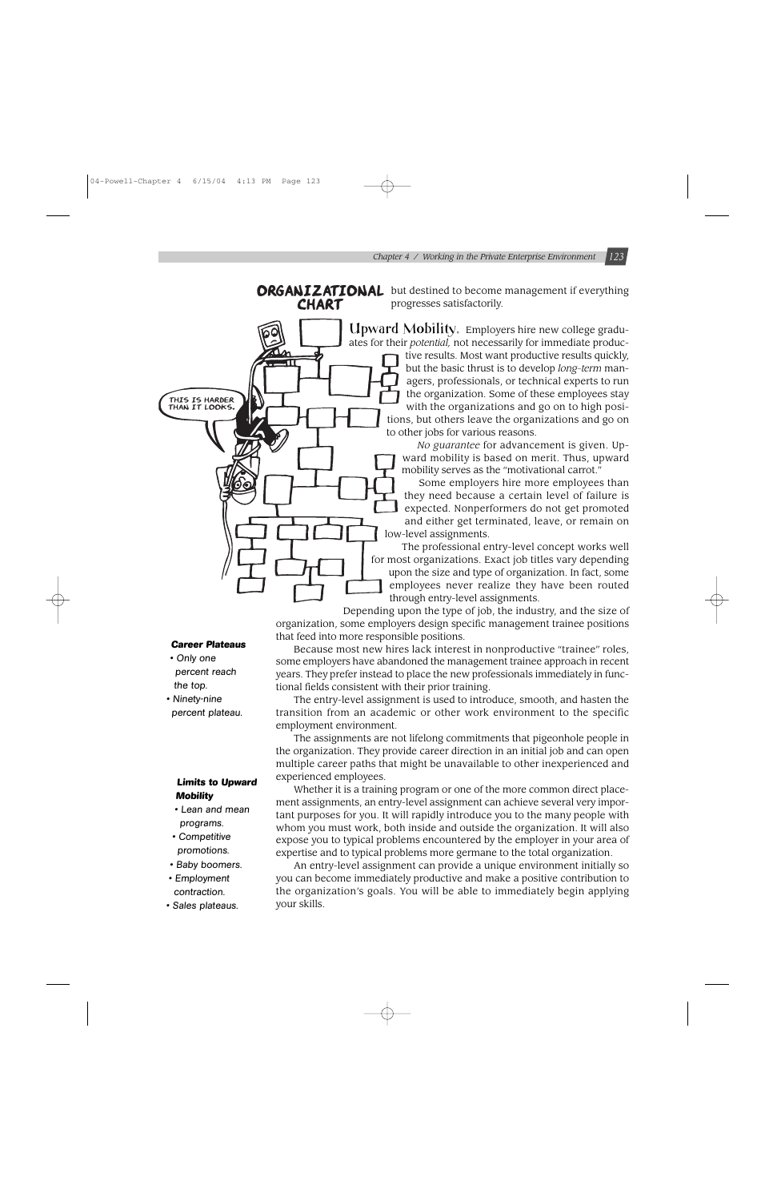but destined to become management if everything progresses satisfactorily.

**Upward Mobility.** Employers hire new college graduates for their *potential,* not necessarily for immediate productive results. Most want productive results quickly, but the basic thrust is to develop *long-term* managers, professionals, or technical experts to run the organization. Some of these employees stay with the organizations and go on to high positions, but others leave the organizations and go on to other jobs for various reasons.

*No guarantee* for advancement is given. Upward mobility is based on merit. Thus, upward mobility serves as the "motivational carrot."

Some employers hire more employees than they need because a certain level of failure is expected. Nonperformers do not get promoted and either get terminated, leave, or remain on low-level assignments.

The professional entry-level concept works well for most organizations. Exact job titles vary depending upon the size and type of organization. In fact, some employees never realize they have been routed through entry-level assignments.

Depending upon the type of job, the industry, and the size of organization, some employers design specific management trainee positions that feed into more responsible positions.

Because most new hires lack interest in nonproductive "trainee" roles, some employers have abandoned the management trainee approach in recent years. They prefer instead to place the new professionals immediately in functional fields consistent with their prior training.

The entry-level assignment is used to introduce, smooth, and hasten the transition from an academic or other work environment to the specific employment environment.

The assignments are not lifelong commitments that pigeonhole people in the organization. They provide career direction in an initial job and can open multiple career paths that might be unavailable to other inexperienced and experienced employees.

Whether it is a training program or one of the more common direct placement assignments, an entry-level assignment can achieve several very important purposes for you. It will rapidly introduce you to the many people with whom you must work, both inside and outside the organization. It will also expose you to typical problems encountered by the employer in your area of expertise and to typical problems more germane to the total organization.

An entry-level assignment can provide a unique environment initially so you can become immediately productive and make a positive contribution to the organization's goals. You will be able to immediately begin applying your skills.

***Career Plateaus***

- *Only one percent reach the top.*
- *Ninety-nine percent plateau.*

***Limits to Upward Mobility***

- *Lean and mean programs.*
- *Competitive promotions.*
- *Baby boomers.*
- *Employment contraction.*
- *Sales plateaus.*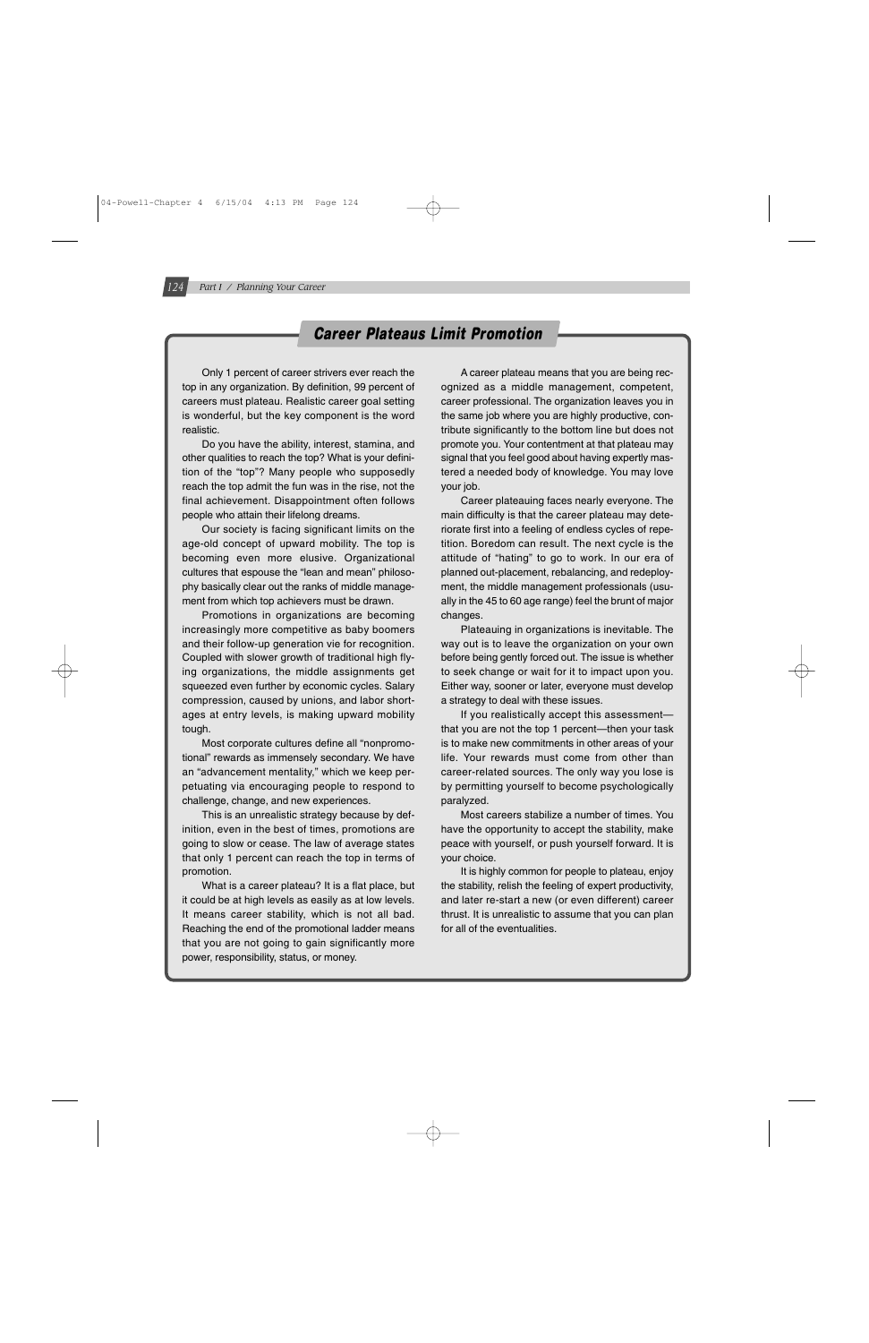## Career Plateaus Limit Promotion

Only 1 percent of career strivers ever reach the top in any organization. By definition, 99 percent of careers must plateau. Realistic career goal setting is wonderful, but the key component is the word realistic.

Do you have the ability, interest, stamina, and other qualities to reach the top? What is your definition of the "top"? Many people who supposedly reach the top admit the fun was in the rise, not the final achievement. Disappointment often follows people who attain their lifelong dreams.

Our society is facing significant limits on the age-old concept of upward mobility. The top is becoming even more elusive. Organizational cultures that espouse the "lean and mean" philosophy basically clear out the ranks of middle management from which top achievers must be drawn.

Promotions in organizations are becoming increasingly more competitive as baby boomers and their follow-up generation vie for recognition. Coupled with slower growth of traditional high flying organizations, the middle assignments get squeezed even further by economic cycles. Salary compression, caused by unions, and labor shortages at entry levels, is making upward mobility tough.

Most corporate cultures define all "nonpromotional" rewards as immensely secondary. We have an "advancement mentality," which we keep perpetuating via encouraging people to respond to challenge, change, and new experiences.

This is an unrealistic strategy because by definition, even in the best of times, promotions are going to slow or cease. The law of average states that only 1 percent can reach the top in terms of promotion.

What is a career plateau? It is a flat place, but it could be at high levels as easily as at low levels. It means career stability, which is not all bad. Reaching the end of the promotional ladder means that you are not going to gain significantly more power, responsibility, status, or money.

A career plateau means that you are being recognized as a middle management, competent, career professional. The organization leaves you in the same job where you are highly productive, contribute significantly to the bottom line but does not promote you. Your contentment at that plateau may signal that you feel good about having expertly mastered a needed body of knowledge. You may love your job.

Career plateauing faces nearly everyone. The main difficulty is that the career plateau may deteriorate first into a feeling of endless cycles of repetition. Boredom can result. The next cycle is the attitude of "hating" to go to work. In our era of planned out-placement, rebalancing, and redeployment, the middle management professionals (usually in the 45 to 60 age range) feel the brunt of major changes.

Plateauing in organizations is inevitable. The way out is to leave the organization on your own before being gently forced out. The issue is whether to seek change or wait for it to impact upon you. Either way, sooner or later, everyone must develop a strategy to deal with these issues.

If you realistically accept this assessment—that you are not the top 1 percent—then your task is to make new commitments in other areas of your life. Your rewards must come from other than career-related sources. The only way you lose is by permitting yourself to become psychologically paralyzed.

Most careers stabilize a number of times. You have the opportunity to accept the stability, make peace with yourself, or push yourself forward. It is your choice.

It is highly common for people to plateau, enjoy the stability, relish the feeling of expert productivity, and later re-start a new (or even different) career thrust. It is unrealistic to assume that you can plan for all of the eventualities.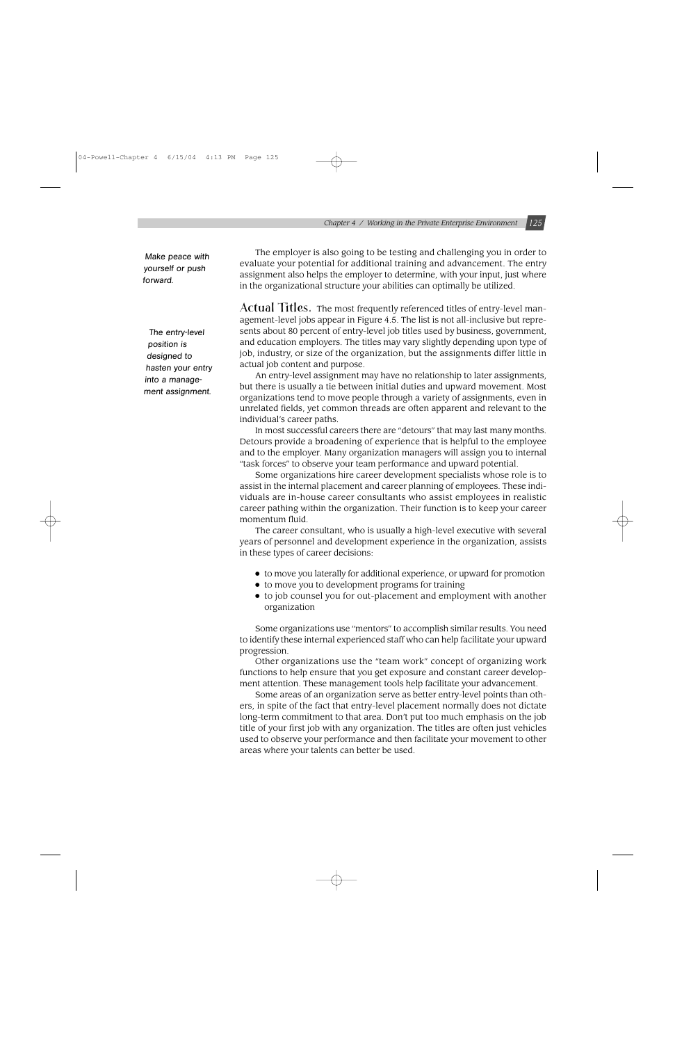*Make peace with yourself or push forward.*

The employer is also going to be testing and challenging you in order to evaluate your potential for additional training and advancement. The entry assignment also helps the employer to determine, with your input, just where in the organizational structure your abilities can optimally be utilized.

*The entry-level position is designed to hasten your entry into a management assignment.*

**Actual Titles.** The most frequently referenced titles of entry-level management-level jobs appear in Figure 4.5. The list is not all-inclusive but represents about 80 percent of entry-level job titles used by business, government, and education employers. The titles may vary slightly depending upon type of job, industry, or size of the organization, but the assignments differ little in actual job content and purpose.

An entry-level assignment may have no relationship to later assignments, but there is usually a tie between initial duties and upward movement. Most organizations tend to move people through a variety of assignments, even in unrelated fields, yet common threads are often apparent and relevant to the individual's career paths.

In most successful careers there are "detours" that may last many months. Detours provide a broadening of experience that is helpful to the employee and to the employer. Many organization managers will assign you to internal "task forces" to observe your team performance and upward potential.

Some organizations hire career development specialists whose role is to assist in the internal placement and career planning of employees. These individuals are in-house career consultants who assist employees in realistic career pathing within the organization. Their function is to keep your career momentum fluid.

The career consultant, who is usually a high-level executive with several years of personnel and development experience in the organization, assists in these types of career decisions:

- to move you laterally for additional experience, or upward for promotion
- to move you to development programs for training
- to job counsel you for out-placement and employment with another organization

Some organizations use "mentors" to accomplish similar results. You need to identify these internal experienced staff who can help facilitate your upward progression.

Other organizations use the "team work" concept of organizing work functions to help ensure that you get exposure and constant career development attention. These management tools help facilitate your advancement.

Some areas of an organization serve as better entry-level points than others, in spite of the fact that entry-level placement normally does not dictate long-term commitment to that area. Don't put too much emphasis on the job title of your first job with any organization. The titles are often just vehicles used to observe your performance and then facilitate your movement to other areas where your talents can better be used.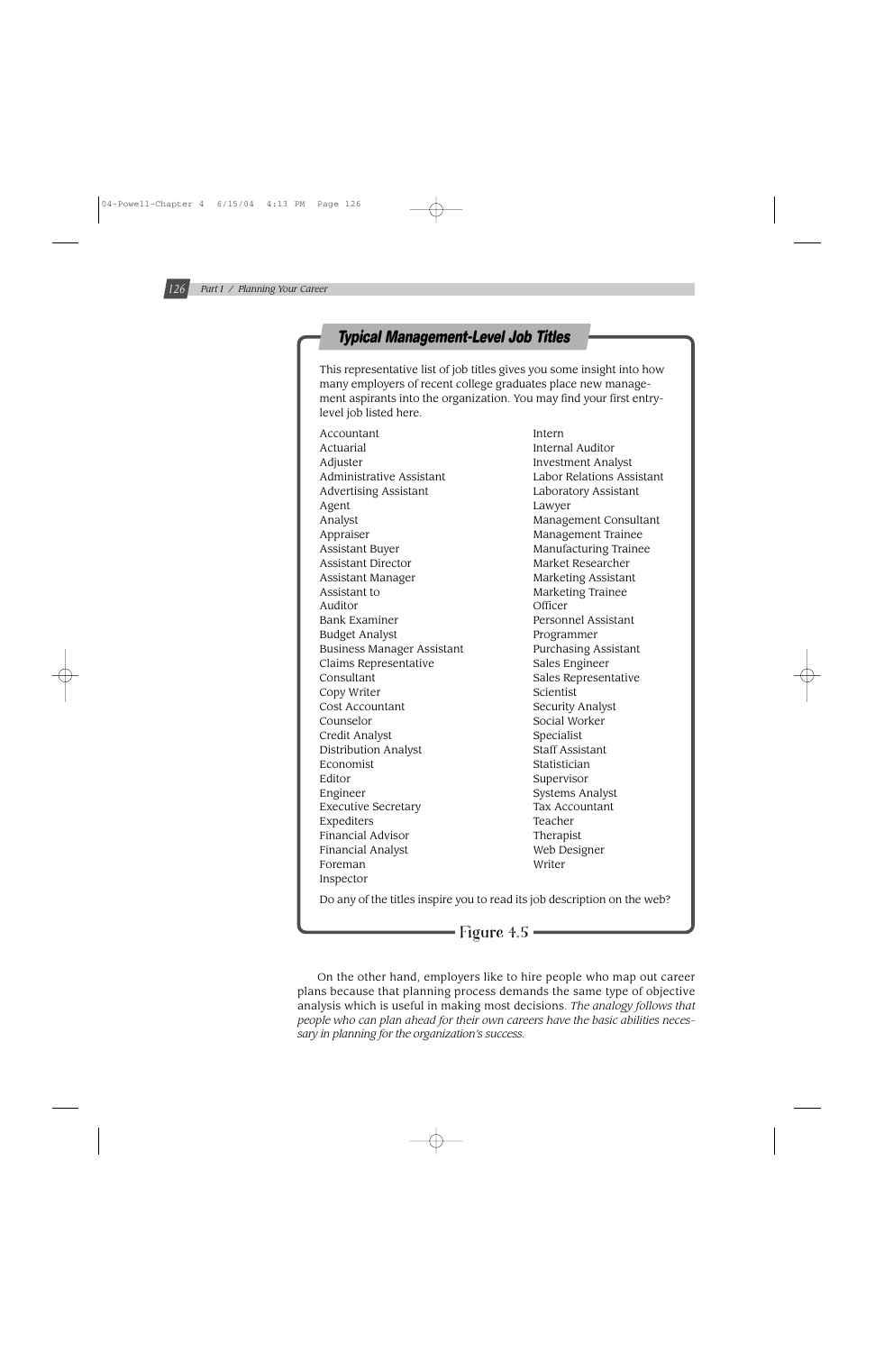## Typical Management-Level Job Titles

This representative list of job titles gives you some insight into how many employers of recent college graduates place new management aspirants into the organization. You may find your first entry-level job listed here.

- Accountant
- Actuarial
- Adjuster
- Administrative Assistant
- Advertising Assistant
- Agent
- Analyst
- Appraiser
- Assistant Buyer
- Assistant Director
- Assistant Manager
- Assistant to
- Auditor
- Bank Examiner
- Budget Analyst
- Business Manager Assistant
- Claims Representative
- Consultant
- Copy Writer
- Cost Accountant
- Counselor
- Credit Analyst
- Distribution Analyst
- Economist
- Editor
- Engineer
- Executive Secretary
- Expediters
- Financial Advisor
- Financial Analyst
- Foreman
- Inspector
- Intern
- Internal Auditor
- Investment Analyst
- Labor Relations Assistant
- Laboratory Assistant
- Lawyer
- Management Consultant
- Management Trainee
- Manufacturing Trainee
- Market Researcher
- Marketing Assistant
- Marketing Trainee
- Officer
- Personnel Assistant
- Programmer
- Purchasing Assistant
- Sales Engineer
- Sales Representative
- Scientist
- Security Analyst
- Social Worker
- Specialist
- Staff Assistant
- Statistician
- Supervisor
- Systems Analyst
- Tax Accountant
- Teacher
- Therapist
- Web Designer
- Writer

Do any of the titles inspire you to read its job description on the web?

Figure 4.5

On the other hand, employers like to hire people who map out career plans because that planning process demands the same type of objective analysis which is useful in making most decisions. *The analogy follows that people who can plan ahead for their own careers have the basic abilities necessary in planning for the organization's success.*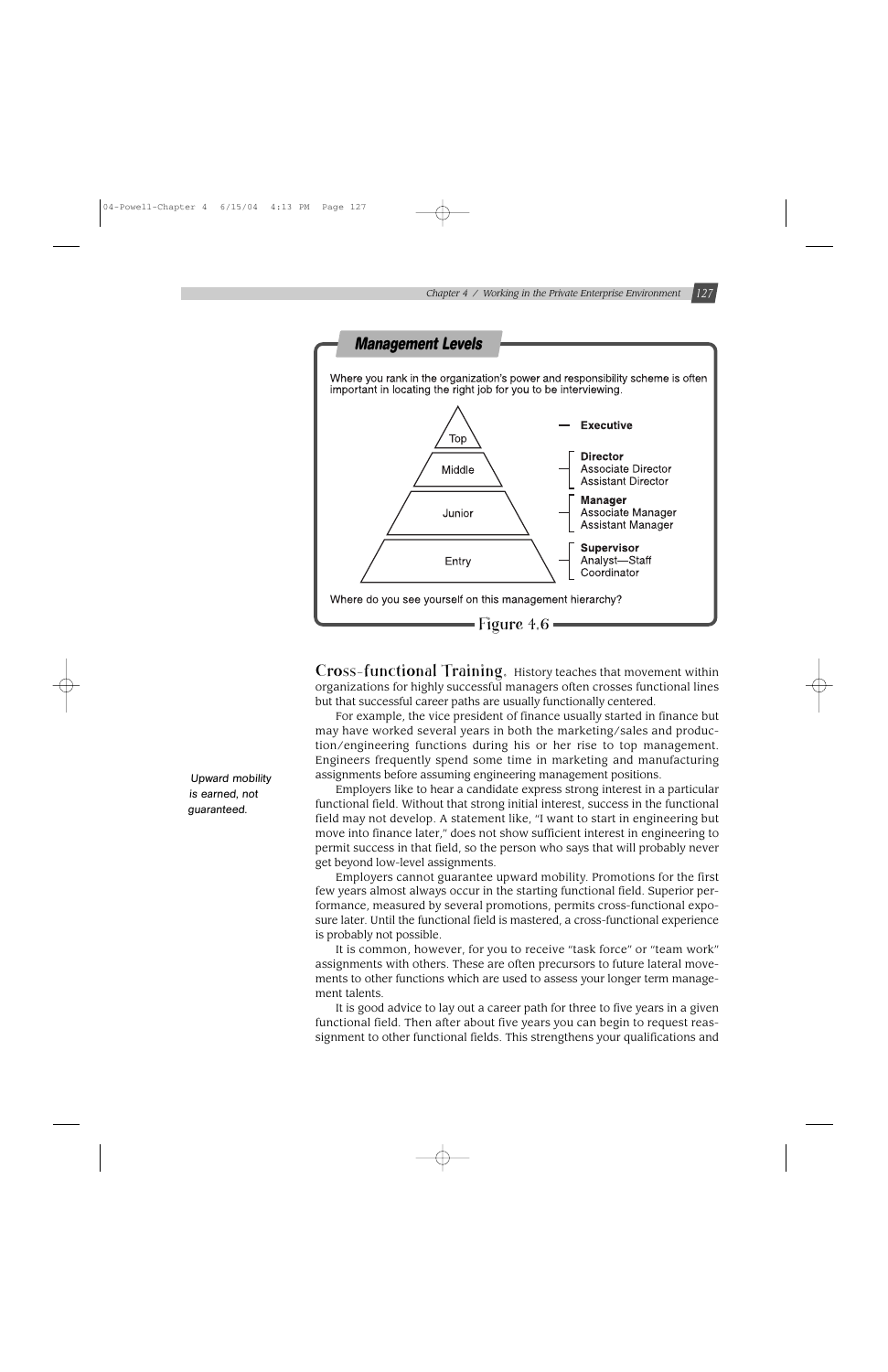### Management Levels

Where you rank in the organization's power and responsibility scheme is often important in locating the right job for you to be interviewing.

Top — **Executive**

Middle — **Director**, Associate Director, Assistant Director

Junior — **Manager**, Associate Manager, Assistant Manager

Entry — **Supervisor**, Analyst—Staff, Coordinator

Where do you see yourself on this management hierarchy?

Figure 4.6

**Cross-functional Training.** History teaches that movement within organizations for highly successful managers often crosses functional lines but that successful career paths are usually functionally centered.

For example, the vice president of finance usually started in finance but may have worked several years in both the marketing/sales and production/engineering functions during his or her rise to top management. Engineers frequently spend some time in marketing and manufacturing assignments before assuming engineering management positions.

*Upward mobility is earned, not guaranteed.*

Employers like to hear a candidate express strong interest in a particular functional field. Without that strong initial interest, success in the functional field may not develop. A statement like, "I want to start in engineering but move into finance later," does not show sufficient interest in engineering to permit success in that field, so the person who says that will probably never get beyond low-level assignments.

Employers cannot guarantee upward mobility. Promotions for the first few years almost always occur in the starting functional field. Superior performance, measured by several promotions, permits cross-functional exposure later. Until the functional field is mastered, a cross-functional experience is probably not possible.

It is common, however, for you to receive "task force" or "team work" assignments with others. These are often precursors to future lateral movements to other functions which are used to assess your longer term management talents.

It is good advice to lay out a career path for three to five years in a given functional field. Then after about five years you can begin to request reassignment to other functional fields. This strengthens your qualifications and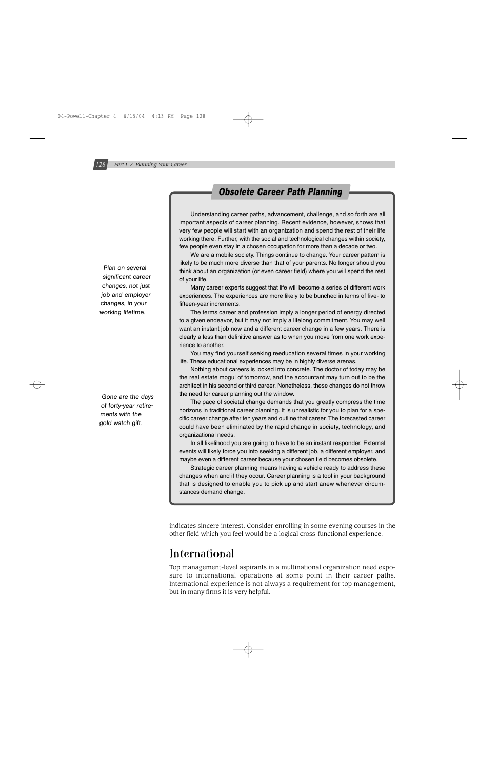*Plan on several significant career changes, not just job and employer changes, in your working lifetime.*

*Gone are the days of forty-year retirements with the gold watch gift.*

## Obsolete Career Path Planning

Understanding career paths, advancement, challenge, and so forth are all important aspects of career planning. Recent evidence, however, shows that very few people will start with an organization and spend the rest of their life working there. Further, with the social and technological changes within society, few people even stay in a chosen occupation for more than a decade or two.

We are a mobile society. Things continue to change. Your career pattern is likely to be much more diverse than that of your parents. No longer should you think about an organization (or even career field) where you will spend the rest of your life.

Many career experts suggest that life will become a series of different work experiences. The experiences are more likely to be bunched in terms of five- to fifteen-year increments.

The terms career and profession imply a longer period of energy directed to a given endeavor, but it may not imply a lifelong commitment. You may well want an instant job now and a different career change in a few years. There is clearly a less than definitive answer as to when you move from one work experience to another.

You may find yourself seeking reeducation several times in your working life. These educational experiences may be in highly diverse arenas.

Nothing about careers is locked into concrete. The doctor of today may be the real estate mogul of tomorrow, and the accountant may turn out to be the architect in his second or third career. Nonetheless, these changes do not throw the need for career planning out the window.

The pace of societal change demands that you greatly compress the time horizons in traditional career planning. It is unrealistic for you to plan for a specific career change after ten years and outline that career. The forecasted career could have been eliminated by the rapid change in society, technology, and organizational needs.

In all likelihood you are going to have to be an instant responder. External events will likely force you into seeking a different job, a different employer, and maybe even a different career because your chosen field becomes obsolete.

Strategic career planning means having a vehicle ready to address these changes when and if they occur. Career planning is a tool in your background that is designed to enable you to pick up and start anew whenever circumstances demand change.

indicates sincere interest. Consider enrolling in some evening courses in the other field which you feel would be a logical cross-functional experience.

## International

Top management-level aspirants in a multinational organization need exposure to international operations at some point in their career paths. International experience is not always a requirement for top management, but in many firms it is very helpful.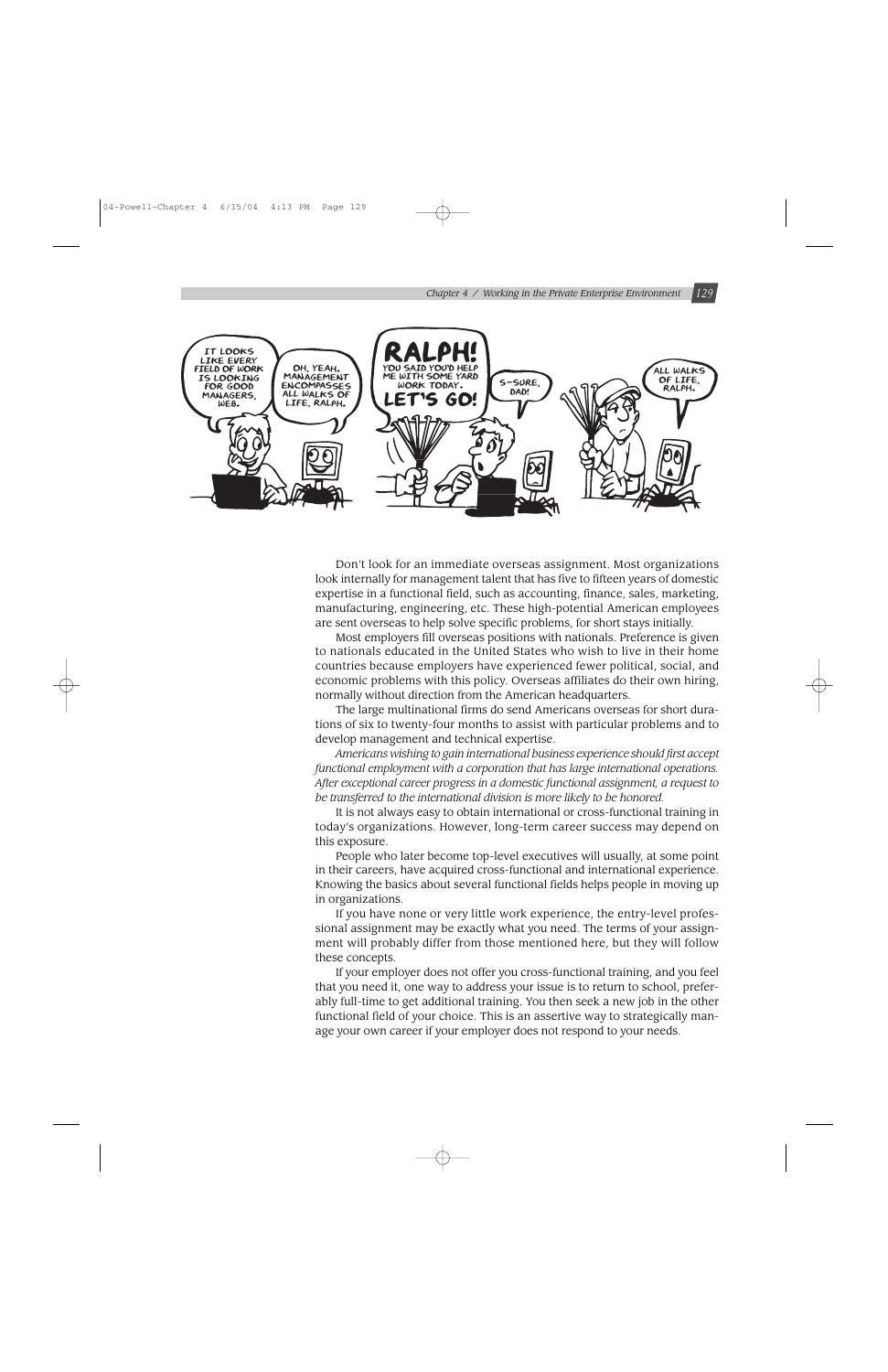Don't look for an immediate overseas assignment. Most organizations look internally for management talent that has five to fifteen years of domestic expertise in a functional field, such as accounting, finance, sales, marketing, manufacturing, engineering, etc. These high-potential American employees are sent overseas to help solve specific problems, for short stays initially.

Most employers fill overseas positions with nationals. Preference is given to nationals educated in the United States who wish to live in their home countries because employers have experienced fewer political, social, and economic problems with this policy. Overseas affiliates do their own hiring, normally without direction from the American headquarters.

The large multinational firms do send Americans overseas for short durations of six to twenty-four months to assist with particular problems and to develop management and technical expertise.

*Americans wishing to gain international business experience should first accept functional employment with a corporation that has large international operations. After exceptional career progress in a domestic functional assignment, a request to be transferred to the international division is more likely to be honored.*

It is not always easy to obtain international or cross-functional training in today's organizations. However, long-term career success may depend on this exposure.

People who later become top-level executives will usually, at some point in their careers, have acquired cross-functional and international experience. Knowing the basics about several functional fields helps people in moving up in organizations.

If you have none or very little work experience, the entry-level professional assignment may be exactly what you need. The terms of your assignment will probably differ from those mentioned here, but they will follow these concepts.

If your employer does not offer you cross-functional training, and you feel that you need it, one way to address your issue is to return to school, preferably full-time to get additional training. You then seek a new job in the other functional field of your choice. This is an assertive way to strategically manage your own career if your employer does not respond to your needs.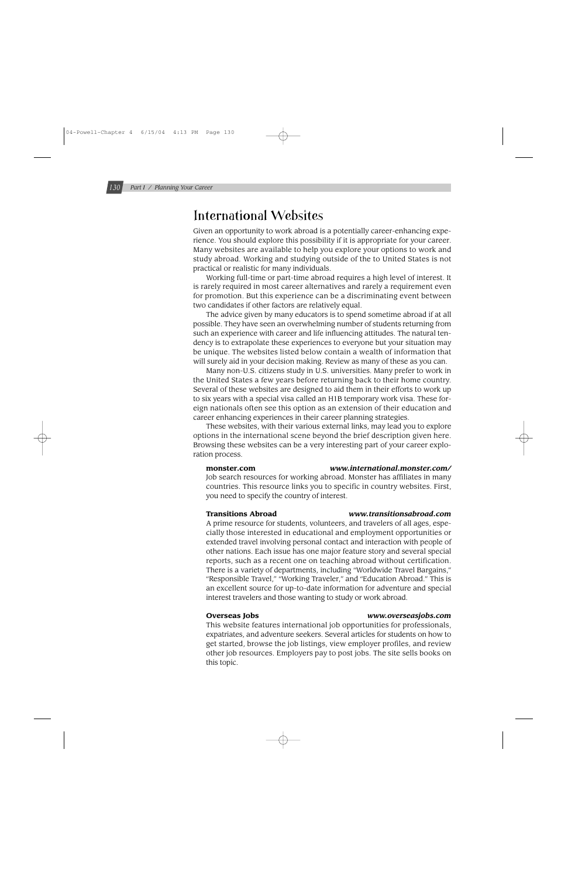# International Websites

Given an opportunity to work abroad is a potentially career-enhancing experience. You should explore this possibility if it is appropriate for your career. Many websites are available to help you explore your options to work and study abroad. Working and studying outside of the to United States is not practical or realistic for many individuals.

Working full-time or part-time abroad requires a high level of interest. It is rarely required in most career alternatives and rarely a requirement even for promotion. But this experience can be a discriminating event between two candidates if other factors are relatively equal.

The advice given by many educators is to spend sometime abroad if at all possible. They have seen an overwhelming number of students returning from such an experience with career and life influencing attitudes. The natural tendency is to extrapolate these experiences to everyone but your situation may be unique. The websites listed below contain a wealth of information that will surely aid in your decision making. Review as many of these as you can.

Many non-U.S. citizens study in U.S. universities. Many prefer to work in the United States a few years before returning back to their home country. Several of these websites are designed to aid them in their efforts to work up to six years with a special visa called an H1B temporary work visa. These foreign nationals often see this option as an extension of their education and career enhancing experiences in their career planning strategies.

These websites, with their various external links, may lead you to explore options in the international scene beyond the brief description given here. Browsing these websites can be a very interesting part of your career exploration process.

**monster.com** ***www.international.monster.com/***

Job search resources for working abroad. Monster has affiliates in many countries. This resource links you to specific in country websites. First, you need to specify the country of interest.

**Transitions Abroad** ***www.transitionsabroad.com***

A prime resource for students, volunteers, and travelers of all ages, especially those interested in educational and employment opportunities or extended travel involving personal contact and interaction with people of other nations. Each issue has one major feature story and several special reports, such as a recent one on teaching abroad without certification. There is a variety of departments, including "Worldwide Travel Bargains," "Responsible Travel," "Working Traveler," and "Education Abroad." This is an excellent source for up-to-date information for adventure and special interest travelers and those wanting to study or work abroad.

**Overseas Jobs** ***www.overseasjobs.com***

This website features international job opportunities for professionals, expatriates, and adventure seekers. Several articles for students on how to get started, browse the job listings, view employer profiles, and review other job resources. Employers pay to post jobs. The site sells books on this topic.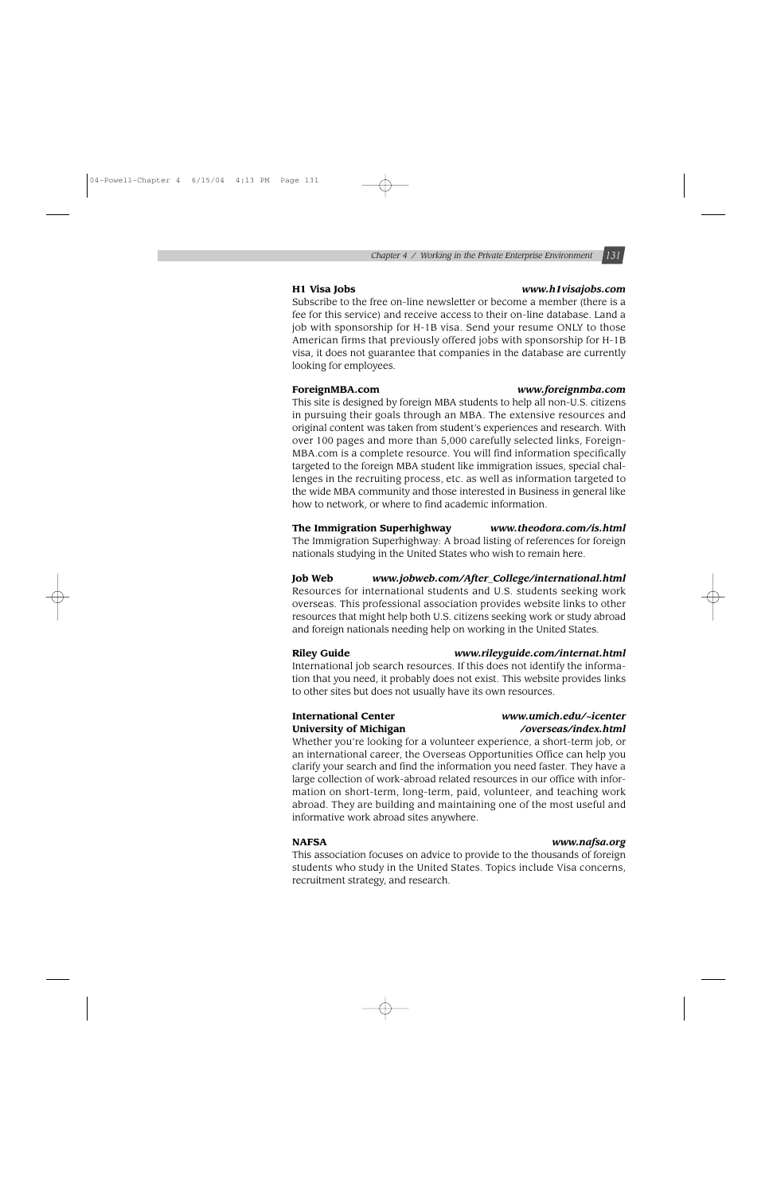**H1 Visa Jobs** *www.h1visajobs.com*

Subscribe to the free on-line newsletter or become a member (there is a fee for this service) and receive access to their on-line database. Land a job with sponsorship for H-1B visa. Send your resume ONLY to those American firms that previously offered jobs with sponsorship for H-1B visa, it does not guarantee that companies in the database are currently looking for employees.

**ForeignMBA.com** *www.foreignmba.com*

This site is designed by foreign MBA students to help all non-U.S. citizens in pursuing their goals through an MBA. The extensive resources and original content was taken from student's experiences and research. With over 100 pages and more than 5,000 carefully selected links, ForeignMBA.com is a complete resource. You will find information specifically targeted to the foreign MBA student like immigration issues, special challenges in the recruiting process, etc. as well as information targeted to the wide MBA community and those interested in Business in general like how to network, or where to find academic information.

**The Immigration Superhighway** *www.theodora.com/is.html*

The Immigration Superhighway: A broad listing of references for foreign nationals studying in the United States who wish to remain here.

**Job Web** *www.jobweb.com/After_College/international.html*

Resources for international students and U.S. students seeking work overseas. This professional association provides website links to other resources that might help both U.S. citizens seeking work or study abroad and foreign nationals needing help on working in the United States.

**Riley Guide** *www.rileyguide.com/internat.html*

International job search resources. If this does not identify the information that you need, it probably does not exist. This website provides links to other sites but does not usually have its own resources.

**International Center University of Michigan** *www.umich.edu/~icenter/overseas/index.html*

Whether you're looking for a volunteer experience, a short-term job, or an international career, the Overseas Opportunities Office can help you clarify your search and find the information you need faster. They have a large collection of work-abroad related resources in our office with information on short-term, long-term, paid, volunteer, and teaching work abroad. They are building and maintaining one of the most useful and informative work abroad sites anywhere.

**NAFSA** *www.nafsa.org*

This association focuses on advice to provide to the thousands of foreign students who study in the United States. Topics include Visa concerns, recruitment strategy, and research.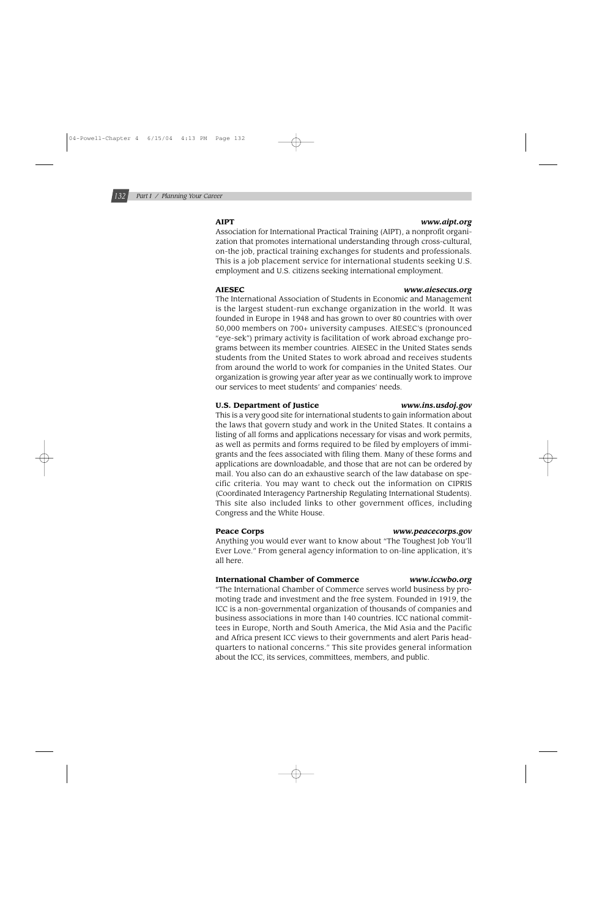**AIPT** ***www.aipt.org***

Association for International Practical Training (AIPT), a nonprofit organization that promotes international understanding through cross-cultural, on-the job, practical training exchanges for students and professionals. This is a job placement service for international students seeking U.S. employment and U.S. citizens seeking international employment.

**AIESEC** ***www.aiesecus.org***

The International Association of Students in Economic and Management is the largest student-run exchange organization in the world. It was founded in Europe in 1948 and has grown to over 80 countries with over 50,000 members on 700+ university campuses. AIESEC's (pronounced "eye-sek") primary activity is facilitation of work abroad exchange programs between its member countries. AIESEC in the United States sends students from the United States to work abroad and receives students from around the world to work for companies in the United States. Our organization is growing year after year as we continually work to improve our services to meet students' and companies' needs.

**U.S. Department of Justice** ***www.ins.usdoj.gov***

This is a very good site for international students to gain information about the laws that govern study and work in the United States. It contains a listing of all forms and applications necessary for visas and work permits, as well as permits and forms required to be filed by employers of immigrants and the fees associated with filing them. Many of these forms and applications are downloadable, and those that are not can be ordered by mail. You also can do an exhaustive search of the law database on specific criteria. You may want to check out the information on CIPRIS (Coordinated Interagency Partnership Regulating International Students). This site also included links to other government offices, including Congress and the White House.

**Peace Corps** ***www.peacecorps.gov***

Anything you would ever want to know about "The Toughest Job You'll Ever Love." From general agency information to on-line application, it's all here.

**International Chamber of Commerce** ***www.iccwbo.org***

"The International Chamber of Commerce serves world business by promoting trade and investment and the free system. Founded in 1919, the ICC is a non-governmental organization of thousands of companies and business associations in more than 140 countries. ICC national committees in Europe, North and South America, the Mid Asia and the Pacific and Africa present ICC views to their governments and alert Paris headquarters to national concerns." This site provides general information about the ICC, its services, committees, members, and public.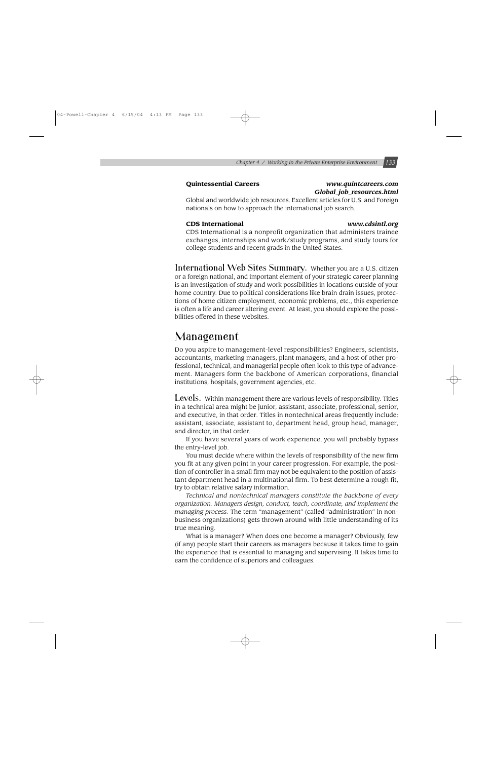**Quintessential Careers** ***www.quintcareers.com Global_job_resources.html***

Global and worldwide job resources. Excellent articles for U.S. and Foreign nationals on how to approach the international job search.

**CDS International** ***www.cdsintl.org***

CDS International is a nonprofit organization that administers trainee exchanges, internships and work/study programs, and study tours for college students and recent grads in the United States.

**International Web Sites Summary.** Whether you are a U.S. citizen or a foreign national, and important element of your strategic career planning is an investigation of study and work possibilities in locations outside of your home country. Due to political considerations like brain drain issues, protections of home citizen employment, economic problems, etc., this experience is often a life and career altering event. At least, you should explore the possibilities offered in these websites.

## Management

Do you aspire to management-level responsibilities? Engineers, scientists, accountants, marketing managers, plant managers, and a host of other professional, technical, and managerial people often look to this type of advancement. Managers form the backbone of American corporations, financial institutions, hospitals, government agencies, etc.

**Levels.** Within management there are various levels of responsibility. Titles in a technical area might be junior, assistant, associate, professional, senior, and executive, in that order. Titles in nontechnical areas frequently include: assistant, associate, assistant to, department head, group head, manager, and director, in that order.

If you have several years of work experience, you will probably bypass the entry-level job.

You must decide where within the levels of responsibility of the new firm you fit at any given point in your career progression. For example, the position of controller in a small firm may not be equivalent to the position of assistant department head in a multinational firm. To best determine a rough fit, try to obtain relative salary information.

*Technical and nontechnical managers constitute the backbone of every organization. Managers design, conduct, teach, coordinate, and implement the managing process.* The term "management" (called "administration" in nonbusiness organizations) gets thrown around with little understanding of its true meaning.

What is a manager? When does one become a manager? Obviously, few (if any) people start their careers as managers because it takes time to gain the experience that is essential to managing and supervising. It takes time to earn the confidence of superiors and colleagues.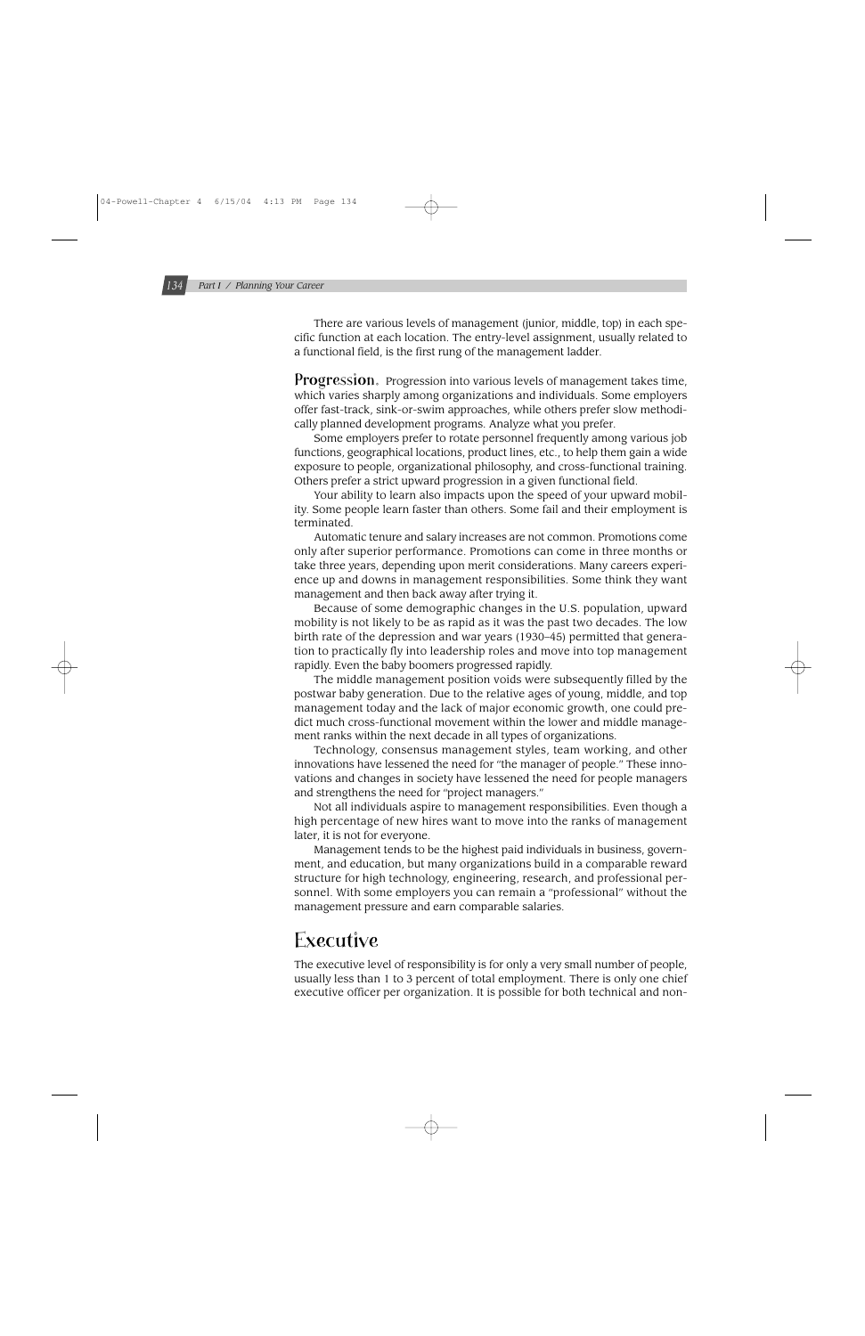There are various levels of management (junior, middle, top) in each specific function at each location. The entry-level assignment, usually related to a functional field, is the first rung of the management ladder.

**Progression.** Progression into various levels of management takes time, which varies sharply among organizations and individuals. Some employers offer fast-track, sink-or-swim approaches, while others prefer slow methodically planned development programs. Analyze what you prefer.

Some employers prefer to rotate personnel frequently among various job functions, geographical locations, product lines, etc., to help them gain a wide exposure to people, organizational philosophy, and cross-functional training. Others prefer a strict upward progression in a given functional field.

Your ability to learn also impacts upon the speed of your upward mobility. Some people learn faster than others. Some fail and their employment is terminated.

Automatic tenure and salary increases are not common. Promotions come only after superior performance. Promotions can come in three months or take three years, depending upon merit considerations. Many careers experience up and downs in management responsibilities. Some think they want management and then back away after trying it.

Because of some demographic changes in the U.S. population, upward mobility is not likely to be as rapid as it was the past two decades. The low birth rate of the depression and war years (1930–45) permitted that generation to practically fly into leadership roles and move into top management rapidly. Even the baby boomers progressed rapidly.

The middle management position voids were subsequently filled by the postwar baby generation. Due to the relative ages of young, middle, and top management today and the lack of major economic growth, one could predict much cross-functional movement within the lower and middle management ranks within the next decade in all types of organizations.

Technology, consensus management styles, team working, and other innovations have lessened the need for "the manager of people." These innovations and changes in society have lessened the need for people managers and strengthens the need for "project managers."

Not all individuals aspire to management responsibilities. Even though a high percentage of new hires want to move into the ranks of management later, it is not for everyone.

Management tends to be the highest paid individuals in business, government, and education, but many organizations build in a comparable reward structure for high technology, engineering, research, and professional personnel. With some employers you can remain a "professional" without the management pressure and earn comparable salaries.

## Executive

The executive level of responsibility is for only a very small number of people, usually less than 1 to 3 percent of total employment. There is only one chief executive officer per organization. It is possible for both technical and non-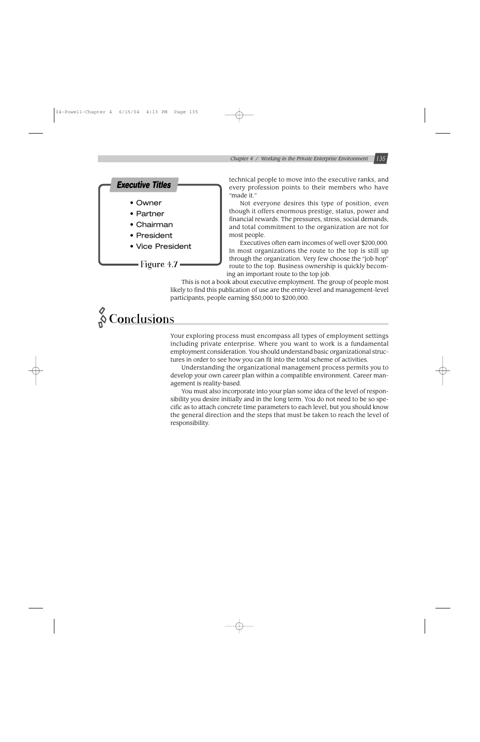**Executive Titles**

- Owner
- Partner
- Chairman
- President
- Vice President

Figure 4.7

technical people to move into the executive ranks, and every profession points to their members who have "made it."

Not everyone desires this type of position, even though it offers enormous prestige, status, power and financial rewards. The pressures, stress, social demands, and total commitment to the organization are not for most people.

Executives often earn incomes of well over $200,000. In most organizations the route to the top is still up through the organization. Very few choose the "job hop" route to the top. Business ownership is quickly becoming an important route to the top job.

This is not a book about executive employment. The group of people most likely to find this publication of use are the entry-level and management-level participants, people earning $50,000 to $200,000.

## Conclusions

Your exploring process must encompass all types of employment settings including private enterprise. Where you want to work is a fundamental employment consideration. You should understand basic organizational structures in order to see how you can fit into the total scheme of activities.

Understanding the organizational management process permits you to develop your own career plan within a compatible environment. Career management is reality-based.

You must also incorporate into your plan some idea of the level of responsibility you desire initially and in the long term. You do not need to be so specific as to attach concrete time parameters to each level, but you should know the general direction and the steps that must be taken to reach the level of responsibility.